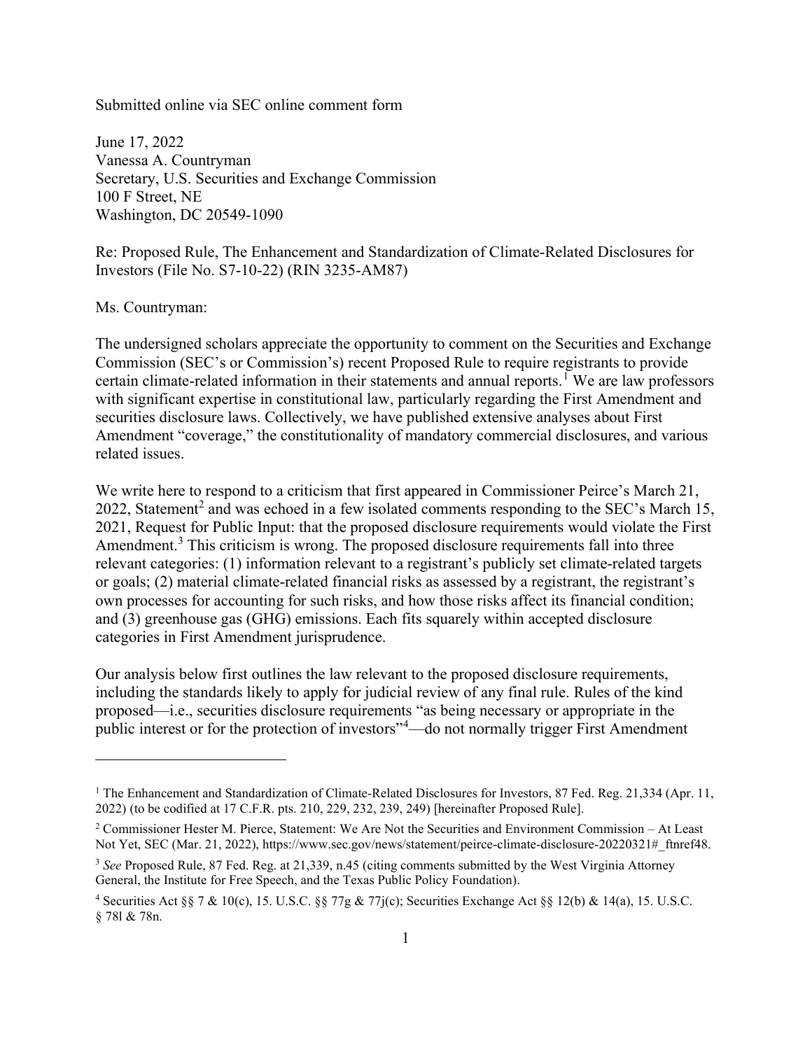Submitted online via SEC online comment form

June 17, 2022
Vanessa A. Countryman
Secretary, U.S. Securities and Exchange Commission
100 F Street, NE
Washington, DC 20549-1090

Re: Proposed Rule, The Enhancement and Standardization of Climate-Related Disclosures for Investors (File No. S7-10-22) (RIN 3235-AM87)

Ms. Countryman:

The undersigned scholars appreciate the opportunity to comment on the Securities and Exchange Commission (SEC's or Commission's) recent Proposed Rule to require registrants to provide certain climate-related information in their statements and annual reports.[1] We are law professors with significant expertise in constitutional law, particularly regarding the First Amendment and securities disclosure laws. Collectively, we have published extensive analyses about First Amendment "coverage," the constitutionality of mandatory commercial disclosures, and various related issues.

We write here to respond to a criticism that first appeared in Commissioner Peirce's March 21, 2022, Statement[2] and was echoed in a few isolated comments responding to the SEC's March 15, 2021, Request for Public Input: that the proposed disclosure requirements would violate the First Amendment.[3] This criticism is wrong. The proposed disclosure requirements fall into three relevant categories: (1) information relevant to a registrant's publicly set climate-related targets or goals; (2) material climate-related financial risks as assessed by a registrant, the registrant's own processes for accounting for such risks, and how those risks affect its financial condition; and (3) greenhouse gas (GHG) emissions. Each fits squarely within accepted disclosure categories in First Amendment jurisprudence.

Our analysis below first outlines the law relevant to the proposed disclosure requirements, including the standards likely to apply for judicial review of any final rule. Rules of the kind proposed—i.e., securities disclosure requirements "as being necessary or appropriate in the public interest or for the protection of investors"[4]—do not normally trigger First Amendment

---

[1] The Enhancement and Standardization of Climate-Related Disclosures for Investors, 87 Fed. Reg. 21,334 (Apr. 11, 2022) (to be codified at 17 C.F.R. pts. 210, 229, 232, 239, 249) [hereinafter Proposed Rule].

[2] Commissioner Hester M. Pierce, Statement: We Are Not the Securities and Environment Commission – At Least Not Yet, SEC (Mar. 21, 2022), https://www.sec.gov/news/statement/peirce-climate-disclosure-20220321#_ftnref48.

[3] *See* Proposed Rule, 87 Fed. Reg. at 21,339, n.45 (citing comments submitted by the West Virginia Attorney General, the Institute for Free Speech, and the Texas Public Policy Foundation).

[4] Securities Act §§ 7 & 10(c), 15. U.S.C. §§ 77g & 77j(c); Securities Exchange Act §§ 12(b) & 14(a), 15. U.S.C. § 78l & 78n.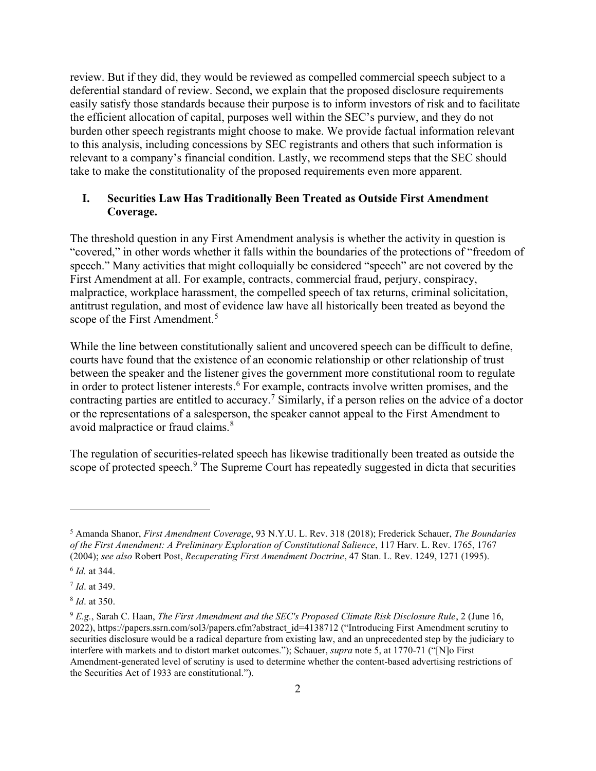review. But if they did, they would be reviewed as compelled commercial speech subject to a deferential standard of review. Second, we explain that the proposed disclosure requirements easily satisfy those standards because their purpose is to inform investors of risk and to facilitate the efficient allocation of capital, purposes well within the SEC's purview, and they do not burden other speech registrants might choose to make. We provide factual information relevant to this analysis, including concessions by SEC registrants and others that such information is relevant to a company's financial condition. Lastly, we recommend steps that the SEC should take to make the constitutionality of the proposed requirements even more apparent.

## I. Securities Law Has Traditionally Been Treated as Outside First Amendment Coverage.

The threshold question in any First Amendment analysis is whether the activity in question is "covered," in other words whether it falls within the boundaries of the protections of "freedom of speech." Many activities that might colloquially be considered "speech" are not covered by the First Amendment at all. For example, contracts, commercial fraud, perjury, conspiracy, malpractice, workplace harassment, the compelled speech of tax returns, criminal solicitation, antitrust regulation, and most of evidence law have all historically been treated as beyond the scope of the First Amendment.[5]

While the line between constitutionally salient and uncovered speech can be difficult to define, courts have found that the existence of an economic relationship or other relationship of trust between the speaker and the listener gives the government more constitutional room to regulate in order to protect listener interests.[6] For example, contracts involve written promises, and the contracting parties are entitled to accuracy.[7] Similarly, if a person relies on the advice of a doctor or the representations of a salesperson, the speaker cannot appeal to the First Amendment to avoid malpractice or fraud claims.[8]

The regulation of securities-related speech has likewise traditionally been treated as outside the scope of protected speech.[9] The Supreme Court has repeatedly suggested in dicta that securities

---

[5] Amanda Shanor, *First Amendment Coverage*, 93 N.Y.U. L. Rev. 318 (2018); Frederick Schauer, *The Boundaries of the First Amendment: A Preliminary Exploration of Constitutional Salience*, 117 Harv. L. Rev. 1765, 1767 (2004); *see also* Robert Post, *Recuperating First Amendment Doctrine*, 47 Stan. L. Rev. 1249, 1271 (1995).

[6] *Id.* at 344.

[7] *Id*. at 349.

[8] *Id*. at 350.

[9] *E.g.*, Sarah C. Haan, *The First Amendment and the SEC's Proposed Climate Risk Disclosure Rule*, 2 (June 16, 2022), https://papers.ssrn.com/sol3/papers.cfm?abstract_id=4138712 ("Introducing First Amendment scrutiny to securities disclosure would be a radical departure from existing law, and an unprecedented step by the judiciary to interfere with markets and to distort market outcomes."); Schauer, *supra* note 5, at 1770-71 ("[N]o First Amendment-generated level of scrutiny is used to determine whether the content-based advertising restrictions of the Securities Act of 1933 are constitutional.").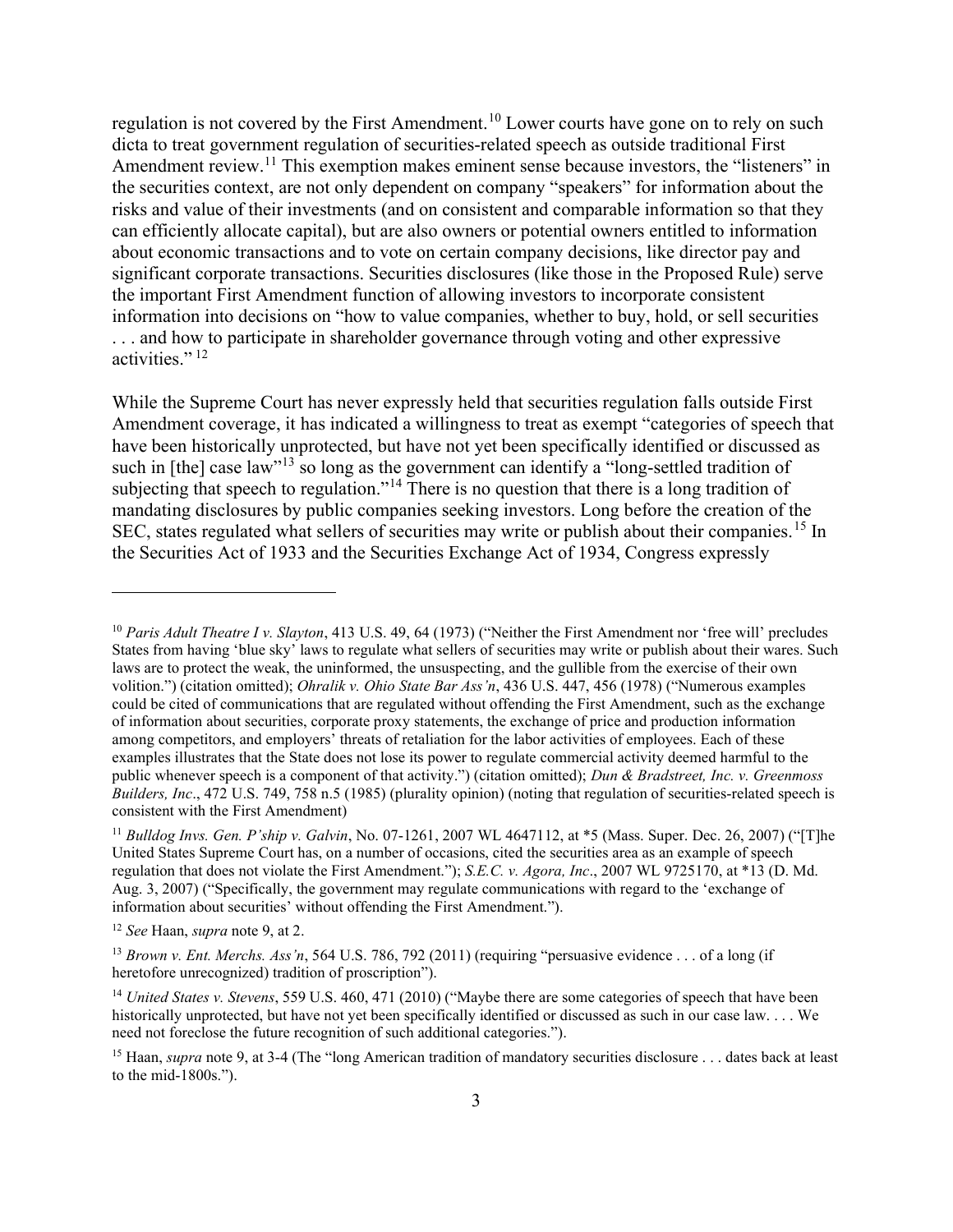regulation is not covered by the First Amendment.[10] Lower courts have gone on to rely on such dicta to treat government regulation of securities-related speech as outside traditional First Amendment review.[11] This exemption makes eminent sense because investors, the "listeners" in the securities context, are not only dependent on company "speakers" for information about the risks and value of their investments (and on consistent and comparable information so that they can efficiently allocate capital), but are also owners or potential owners entitled to information about economic transactions and to vote on certain company decisions, like director pay and significant corporate transactions. Securities disclosures (like those in the Proposed Rule) serve the important First Amendment function of allowing investors to incorporate consistent information into decisions on "how to value companies, whether to buy, hold, or sell securities . . . and how to participate in shareholder governance through voting and other expressive activities." [12]

While the Supreme Court has never expressly held that securities regulation falls outside First Amendment coverage, it has indicated a willingness to treat as exempt "categories of speech that have been historically unprotected, but have not yet been specifically identified or discussed as such in [the] case law"[13] so long as the government can identify a "long-settled tradition of subjecting that speech to regulation."[14] There is no question that there is a long tradition of mandating disclosures by public companies seeking investors. Long before the creation of the SEC, states regulated what sellers of securities may write or publish about their companies.[15] In the Securities Act of 1933 and the Securities Exchange Act of 1934, Congress expressly

---

[10] *Paris Adult Theatre I v. Slayton*, 413 U.S. 49, 64 (1973) ("Neither the First Amendment nor 'free will' precludes States from having 'blue sky' laws to regulate what sellers of securities may write or publish about their wares. Such laws are to protect the weak, the uninformed, the unsuspecting, and the gullible from the exercise of their own volition.") (citation omitted); *Ohralik v. Ohio State Bar Ass'n*, 436 U.S. 447, 456 (1978) ("Numerous examples could be cited of communications that are regulated without offending the First Amendment, such as the exchange of information about securities, corporate proxy statements, the exchange of price and production information among competitors, and employers' threats of retaliation for the labor activities of employees. Each of these examples illustrates that the State does not lose its power to regulate commercial activity deemed harmful to the public whenever speech is a component of that activity.") (citation omitted); *Dun & Bradstreet, Inc. v. Greenmoss Builders, Inc*., 472 U.S. 749, 758 n.5 (1985) (plurality opinion) (noting that regulation of securities-related speech is consistent with the First Amendment)

[11] *Bulldog Invs. Gen. P'ship v. Galvin*, No. 07-1261, 2007 WL 4647112, at *5 (Mass. Super. Dec. 26, 2007) ("[T]he United States Supreme Court has, on a number of occasions, cited the securities area as an example of speech regulation that does not violate the First Amendment."); *S.E.C. v. Agora, Inc*., 2007 WL 9725170, at *13 (D. Md. Aug. 3, 2007) ("Specifically, the government may regulate communications with regard to the 'exchange of information about securities' without offending the First Amendment.").

[12] *See* Haan, *supra* note 9, at 2.

[13] *Brown v. Ent. Merchs. Ass'n*, 564 U.S. 786, 792 (2011) (requiring "persuasive evidence . . . of a long (if heretofore unrecognized) tradition of proscription").

[14] *United States v. Stevens*, 559 U.S. 460, 471 (2010) ("Maybe there are some categories of speech that have been historically unprotected, but have not yet been specifically identified or discussed as such in our case law. . . . We need not foreclose the future recognition of such additional categories.").

[15] Haan, *supra* note 9, at 3-4 (The "long American tradition of mandatory securities disclosure . . . dates back at least to the mid-1800s.").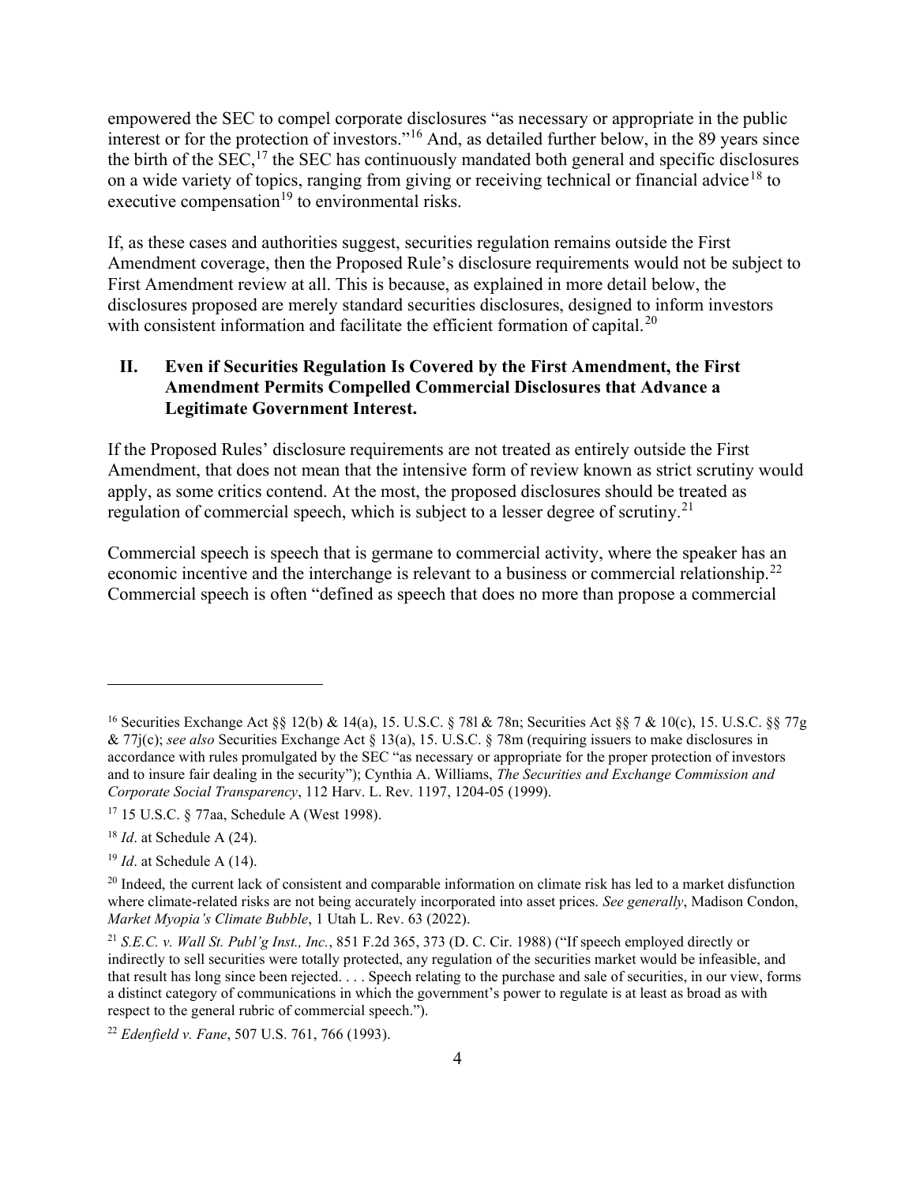empowered the SEC to compel corporate disclosures "as necessary or appropriate in the public interest or for the protection of investors."[16] And, as detailed further below, in the 89 years since the birth of the SEC,[17] the SEC has continuously mandated both general and specific disclosures on a wide variety of topics, ranging from giving or receiving technical or financial advice[18] to executive compensation[19] to environmental risks.

If, as these cases and authorities suggest, securities regulation remains outside the First Amendment coverage, then the Proposed Rule's disclosure requirements would not be subject to First Amendment review at all. This is because, as explained in more detail below, the disclosures proposed are merely standard securities disclosures, designed to inform investors with consistent information and facilitate the efficient formation of capital.[20]

## II. Even if Securities Regulation Is Covered by the First Amendment, the First Amendment Permits Compelled Commercial Disclosures that Advance a Legitimate Government Interest.

If the Proposed Rules' disclosure requirements are not treated as entirely outside the First Amendment, that does not mean that the intensive form of review known as strict scrutiny would apply, as some critics contend. At the most, the proposed disclosures should be treated as regulation of commercial speech, which is subject to a lesser degree of scrutiny.[21]

Commercial speech is speech that is germane to commercial activity, where the speaker has an economic incentive and the interchange is relevant to a business or commercial relationship.[22] Commercial speech is often "defined as speech that does no more than propose a commercial

---

[16] Securities Exchange Act §§ 12(b) & 14(a), 15. U.S.C. § 78l & 78n; Securities Act §§ 7 & 10(c), 15. U.S.C. §§ 77g & 77j(c); *see also* Securities Exchange Act § 13(a), 15. U.S.C. § 78m (requiring issuers to make disclosures in accordance with rules promulgated by the SEC "as necessary or appropriate for the proper protection of investors and to insure fair dealing in the security"); Cynthia A. Williams, *The Securities and Exchange Commission and Corporate Social Transparency*, 112 Harv. L. Rev. 1197, 1204-05 (1999).

[17] 15 U.S.C. § 77aa, Schedule A (West 1998).

[18] *Id*. at Schedule A (24).

[19] *Id*. at Schedule A (14).

[20] Indeed, the current lack of consistent and comparable information on climate risk has led to a market disfunction where climate-related risks are not being accurately incorporated into asset prices. *See generally*, Madison Condon, *Market Myopia's Climate Bubble*, 1 Utah L. Rev. 63 (2022).

[21] *S.E.C. v. Wall St. Publ'g Inst., Inc.*, 851 F.2d 365, 373 (D. C. Cir. 1988) ("If speech employed directly or indirectly to sell securities were totally protected, any regulation of the securities market would be infeasible, and that result has long since been rejected. . . . Speech relating to the purchase and sale of securities, in our view, forms a distinct category of communications in which the government's power to regulate is at least as broad as with respect to the general rubric of commercial speech.").

[22] *Edenfield v. Fane*, 507 U.S. 761, 766 (1993).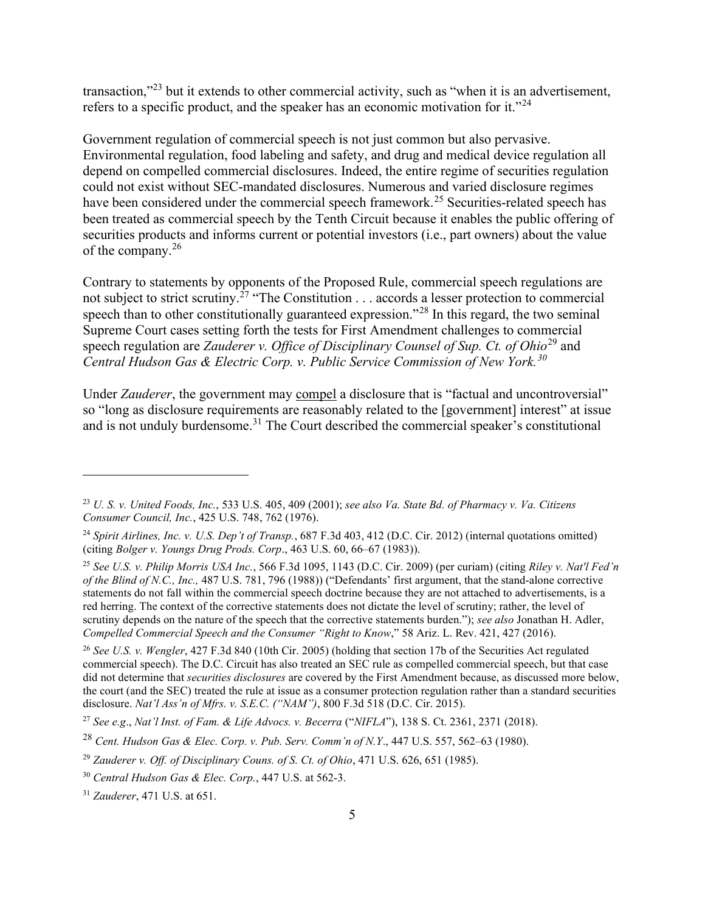transaction,"[23] but it extends to other commercial activity, such as "when it is an advertisement, refers to a specific product, and the speaker has an economic motivation for it."[24]

Government regulation of commercial speech is not just common but also pervasive. Environmental regulation, food labeling and safety, and drug and medical device regulation all depend on compelled commercial disclosures. Indeed, the entire regime of securities regulation could not exist without SEC-mandated disclosures. Numerous and varied disclosure regimes have been considered under the commercial speech framework.[25] Securities-related speech has been treated as commercial speech by the Tenth Circuit because it enables the public offering of securities products and informs current or potential investors (i.e., part owners) about the value of the company.[26]

Contrary to statements by opponents of the Proposed Rule, commercial speech regulations are not subject to strict scrutiny.[27] "The Constitution . . . accords a lesser protection to commercial speech than to other constitutionally guaranteed expression."[28] In this regard, the two seminal Supreme Court cases setting forth the tests for First Amendment challenges to commercial speech regulation are *Zauderer v. Office of Disciplinary Counsel of Sup. Ct. of Ohio*[29] and *Central Hudson Gas & Electric Corp. v. Public Service Commission of New York.*[30]

Under *Zauderer*, the government may <u>compel</u> a disclosure that is "factual and uncontroversial" so "long as disclosure requirements are reasonably related to the [government] interest" at issue and is not unduly burdensome.[31] The Court described the commercial speaker's constitutional

---

[23] *U. S. v. United Foods, Inc.*, 533 U.S. 405, 409 (2001); *see also Va. State Bd. of Pharmacy v. Va. Citizens Consumer Council, Inc.*, 425 U.S. 748, 762 (1976).

[24] *Spirit Airlines, Inc. v. U.S. Dep't of Transp.*, 687 F.3d 403, 412 (D.C. Cir. 2012) (internal quotations omitted) (citing *Bolger v. Youngs Drug Prods. Corp*., 463 U.S. 60, 66–67 (1983)).

[25] *See U.S. v. Philip Morris USA Inc.*, 566 F.3d 1095, 1143 (D.C. Cir. 2009) (per curiam) (citing *Riley v. Nat'l Fed'n of the Blind of N.C., Inc.,* 487 U.S. 781, 796 (1988)) ("Defendants' first argument, that the stand-alone corrective statements do not fall within the commercial speech doctrine because they are not attached to advertisements, is a red herring. The context of the corrective statements does not dictate the level of scrutiny; rather, the level of scrutiny depends on the nature of the speech that the corrective statements burden."); *see also* Jonathan H. Adler, *Compelled Commercial Speech and the Consumer "Right to Know*," 58 Ariz. L. Rev. 421, 427 (2016).

[26] *See U.S. v. Wengler*, 427 F.3d 840 (10th Cir. 2005) (holding that section 17b of the Securities Act regulated commercial speech). The D.C. Circuit has also treated an SEC rule as compelled commercial speech, but that case did not determine that *securities disclosures* are covered by the First Amendment because, as discussed more below, the court (and the SEC) treated the rule at issue as a consumer protection regulation rather than a standard securities disclosure. *Nat'l Ass'n of Mfrs. v. S.E.C. ("NAM")*, 800 F.3d 518 (D.C. Cir. 2015).

[27] *See e.g*., *Nat'l Inst. of Fam. & Life Advocs. v. Becerra* ("*NIFLA*"), 138 S. Ct. 2361, 2371 (2018).

[28] *Cent. Hudson Gas & Elec. Corp. v. Pub. Serv. Comm'n of N.Y*., 447 U.S. 557, 562–63 (1980).

[29] *Zauderer v. Off. of Disciplinary Couns. of S. Ct. of Ohio*, 471 U.S. 626, 651 (1985).

[30] *Central Hudson Gas & Elec. Corp.*, 447 U.S. at 562-3.

[31] *Zauderer*, 471 U.S. at 651.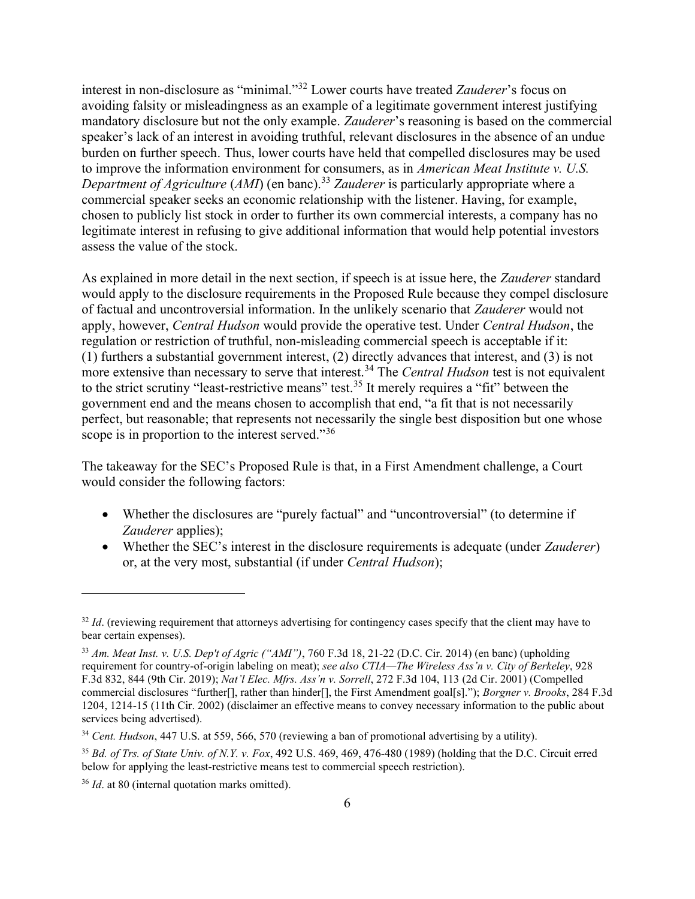interest in non-disclosure as "minimal."[32] Lower courts have treated *Zauderer*'s focus on avoiding falsity or misleadingness as an example of a legitimate government interest justifying mandatory disclosure but not the only example. *Zauderer*'s reasoning is based on the commercial speaker's lack of an interest in avoiding truthful, relevant disclosures in the absence of an undue burden on further speech. Thus, lower courts have held that compelled disclosures may be used to improve the information environment for consumers, as in *American Meat Institute v. U.S. Department of Agriculture* (*AMI*) (en banc).[33] *Zauderer* is particularly appropriate where a commercial speaker seeks an economic relationship with the listener. Having, for example, chosen to publicly list stock in order to further its own commercial interests, a company has no legitimate interest in refusing to give additional information that would help potential investors assess the value of the stock.

As explained in more detail in the next section, if speech is at issue here, the *Zauderer* standard would apply to the disclosure requirements in the Proposed Rule because they compel disclosure of factual and uncontroversial information. In the unlikely scenario that *Zauderer* would not apply, however, *Central Hudson* would provide the operative test. Under *Central Hudson*, the regulation or restriction of truthful, non-misleading commercial speech is acceptable if it: (1) furthers a substantial government interest, (2) directly advances that interest, and (3) is not more extensive than necessary to serve that interest.[34] The *Central Hudson* test is not equivalent to the strict scrutiny "least-restrictive means" test.[35] It merely requires a "fit" between the government end and the means chosen to accomplish that end, "a fit that is not necessarily perfect, but reasonable; that represents not necessarily the single best disposition but one whose scope is in proportion to the interest served."[36]

The takeaway for the SEC's Proposed Rule is that, in a First Amendment challenge, a Court would consider the following factors:

- Whether the disclosures are "purely factual" and "uncontroversial" (to determine if *Zauderer* applies);
- Whether the SEC's interest in the disclosure requirements is adequate (under *Zauderer*) or, at the very most, substantial (if under *Central Hudson*);

---

[32] *Id*. (reviewing requirement that attorneys advertising for contingency cases specify that the client may have to bear certain expenses).

[33] *Am. Meat Inst. v. U.S. Dep't of Agric ("AMI")*, 760 F.3d 18, 21-22 (D.C. Cir. 2014) (en banc) (upholding requirement for country-of-origin labeling on meat); *see also CTIA—The Wireless Ass'n v. City of Berkeley*, 928 F.3d 832, 844 (9th Cir. 2019); *Nat'l Elec. Mfrs. Ass'n v. Sorrell*, 272 F.3d 104, 113 (2d Cir. 2001) (Compelled commercial disclosures "further[], rather than hinder[], the First Amendment goal[s]."); *Borgner v. Brooks*, 284 F.3d 1204, 1214-15 (11th Cir. 2002) (disclaimer an effective means to convey necessary information to the public about services being advertised).

[34] *Cent. Hudson*, 447 U.S. at 559, 566, 570 (reviewing a ban of promotional advertising by a utility).

[35] *Bd. of Trs. of State Univ. of N.Y. v. Fox*, 492 U.S. 469, 469, 476-480 (1989) (holding that the D.C. Circuit erred below for applying the least-restrictive means test to commercial speech restriction).

[36] *Id*. at 80 (internal quotation marks omitted).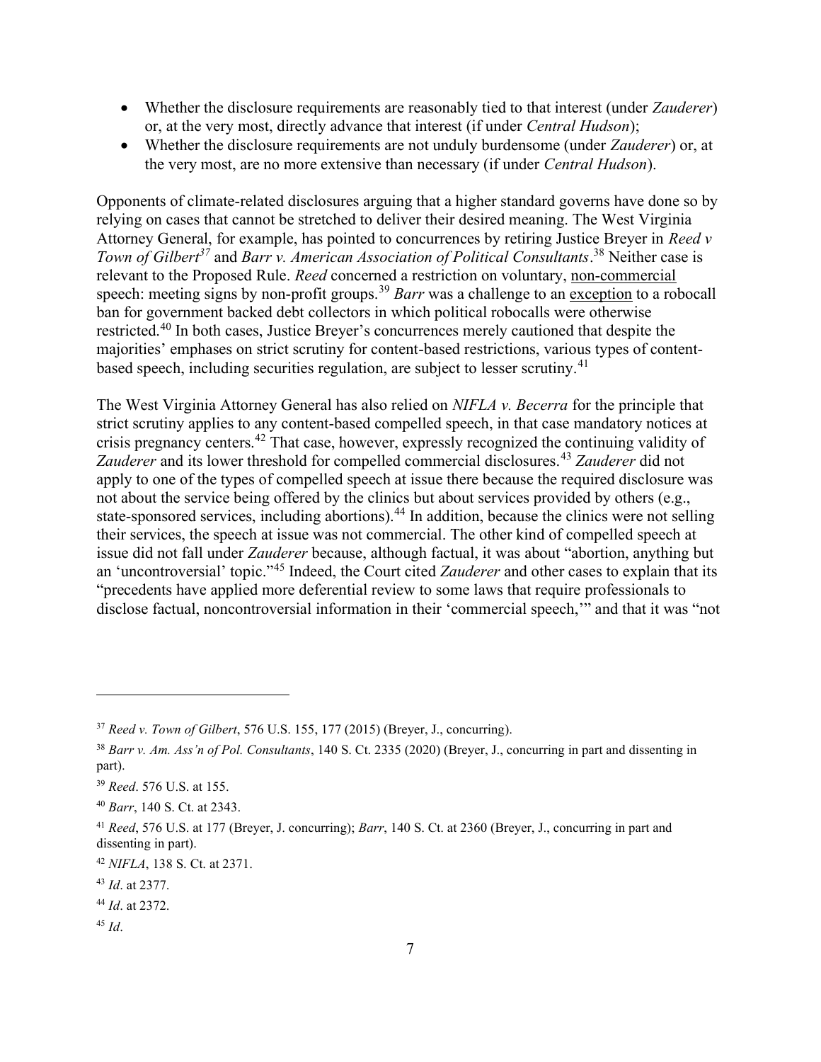- Whether the disclosure requirements are reasonably tied to that interest (under *Zauderer*) or, at the very most, directly advance that interest (if under *Central Hudson*);
- Whether the disclosure requirements are not unduly burdensome (under *Zauderer*) or, at the very most, are no more extensive than necessary (if under *Central Hudson*).

Opponents of climate-related disclosures arguing that a higher standard governs have done so by relying on cases that cannot be stretched to deliver their desired meaning. The West Virginia Attorney General, for example, has pointed to concurrences by retiring Justice Breyer in *Reed v Town of Gilbert*[37] and *Barr v. American Association of Political Consultants*.[38] Neither case is relevant to the Proposed Rule. *Reed* concerned a restriction on voluntary, <u>non-commercial</u> speech: meeting signs by non-profit groups.[39] *Barr* was a challenge to an <u>exception</u> to a robocall ban for government backed debt collectors in which political robocalls were otherwise restricted.[40] In both cases, Justice Breyer's concurrences merely cautioned that despite the majorities' emphases on strict scrutiny for content-based restrictions, various types of content-based speech, including securities regulation, are subject to lesser scrutiny.[41]

The West Virginia Attorney General has also relied on *NIFLA v. Becerra* for the principle that strict scrutiny applies to any content-based compelled speech, in that case mandatory notices at crisis pregnancy centers.[42] That case, however, expressly recognized the continuing validity of *Zauderer* and its lower threshold for compelled commercial disclosures.[43] *Zauderer* did not apply to one of the types of compelled speech at issue there because the required disclosure was not about the service being offered by the clinics but about services provided by others (e.g., state-sponsored services, including abortions).[44] In addition, because the clinics were not selling their services, the speech at issue was not commercial. The other kind of compelled speech at issue did not fall under *Zauderer* because, although factual, it was about "abortion, anything but an 'uncontroversial' topic."[45] Indeed, the Court cited *Zauderer* and other cases to explain that its "precedents have applied more deferential review to some laws that require professionals to disclose factual, noncontroversial information in their 'commercial speech,'" and that it was "not

---

[37] *Reed v. Town of Gilbert*, 576 U.S. 155, 177 (2015) (Breyer, J., concurring).

[38] *Barr v. Am. Ass'n of Pol. Consultants*, 140 S. Ct. 2335 (2020) (Breyer, J., concurring in part and dissenting in part).

[39] *Reed*. 576 U.S. at 155.

[40] *Barr*, 140 S. Ct. at 2343.

[41] *Reed*, 576 U.S. at 177 (Breyer, J. concurring); *Barr*, 140 S. Ct. at 2360 (Breyer, J., concurring in part and dissenting in part).

[42] *NIFLA*, 138 S. Ct. at 2371.

[43] *Id*. at 2377.

[44] *Id*. at 2372.

[45] *Id*.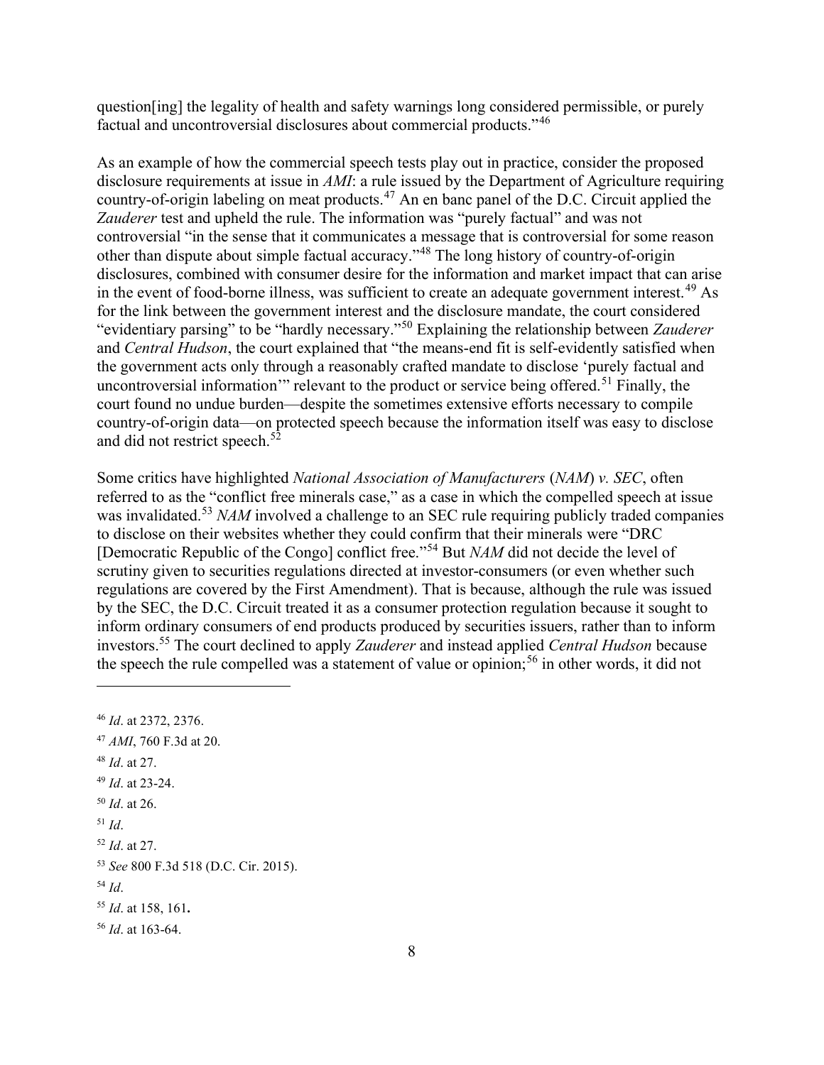question[ing] the legality of health and safety warnings long considered permissible, or purely factual and uncontroversial disclosures about commercial products."[46]

As an example of how the commercial speech tests play out in practice, consider the proposed disclosure requirements at issue in *AMI*: a rule issued by the Department of Agriculture requiring country-of-origin labeling on meat products.[47] An en banc panel of the D.C. Circuit applied the *Zauderer* test and upheld the rule. The information was "purely factual" and was not controversial "in the sense that it communicates a message that is controversial for some reason other than dispute about simple factual accuracy."[48] The long history of country-of-origin disclosures, combined with consumer desire for the information and market impact that can arise in the event of food-borne illness, was sufficient to create an adequate government interest.[49] As for the link between the government interest and the disclosure mandate, the court considered "evidentiary parsing" to be "hardly necessary."[50] Explaining the relationship between *Zauderer* and *Central Hudson*, the court explained that "the means-end fit is self-evidently satisfied when the government acts only through a reasonably crafted mandate to disclose 'purely factual and uncontroversial information'" relevant to the product or service being offered.[51] Finally, the court found no undue burden—despite the sometimes extensive efforts necessary to compile country-of-origin data—on protected speech because the information itself was easy to disclose and did not restrict speech.[52]

Some critics have highlighted *National Association of Manufacturers* (*NAM*) *v. SEC*, often referred to as the "conflict free minerals case," as a case in which the compelled speech at issue was invalidated.[53] *NAM* involved a challenge to an SEC rule requiring publicly traded companies to disclose on their websites whether they could confirm that their minerals were "DRC [Democratic Republic of the Congo] conflict free."[54] But *NAM* did not decide the level of scrutiny given to securities regulations directed at investor-consumers (or even whether such regulations are covered by the First Amendment). That is because, although the rule was issued by the SEC, the D.C. Circuit treated it as a consumer protection regulation because it sought to inform ordinary consumers of end products produced by securities issuers, rather than to inform investors.[55] The court declined to apply *Zauderer* and instead applied *Central Hudson* because the speech the rule compelled was a statement of value or opinion;[56] in other words, it did not

---

[46] *Id*. at 2372, 2376.

[47] *AMI*, 760 F.3d at 20.

[48] *Id*. at 27.

[49] *Id*. at 23-24.

[50] *Id*. at 26.

[51] *Id*.

[52] *Id*. at 27.

[53] *See* 800 F.3d 518 (D.C. Cir. 2015).

[54] *Id*.

[55] *Id*. at 158, 161**.**

[56] *Id*. at 163-64.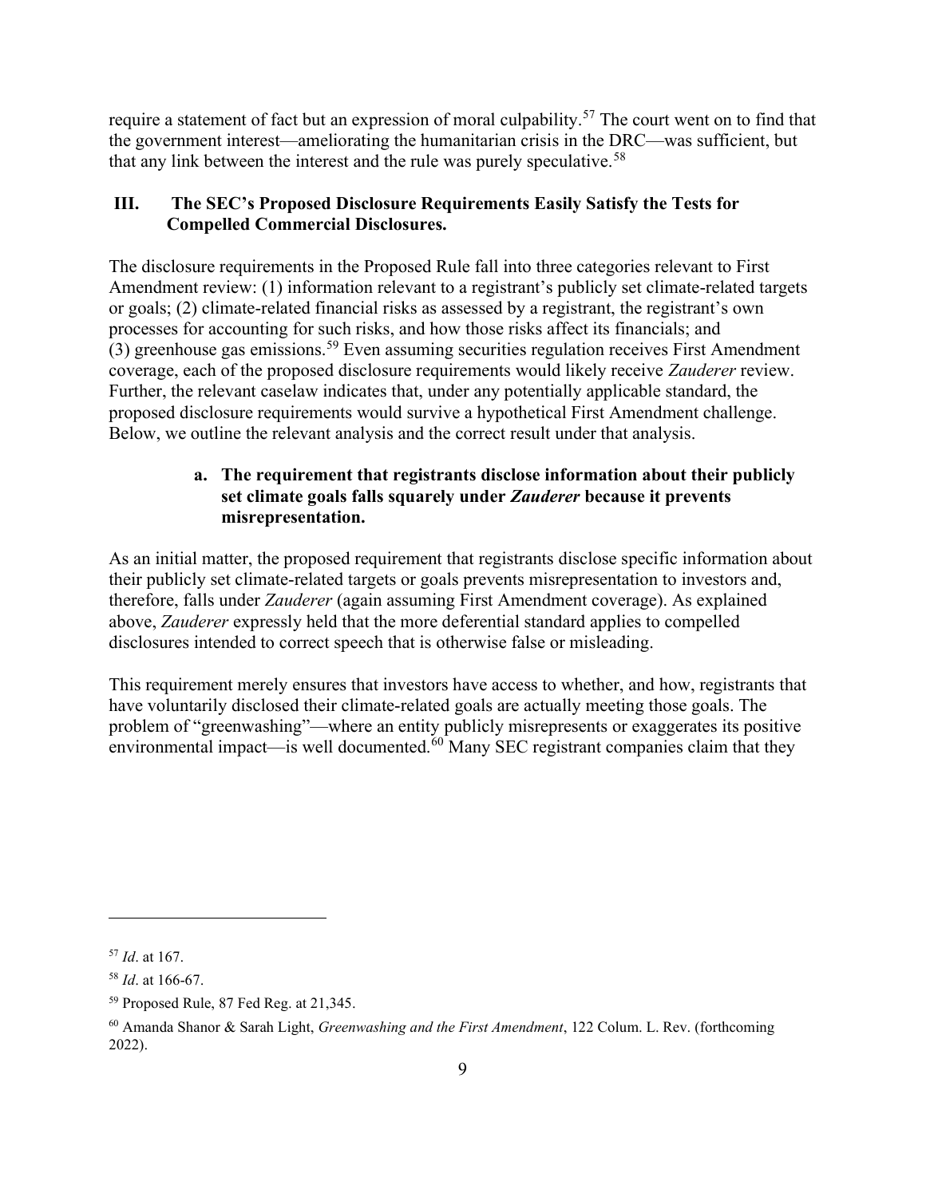require a statement of fact but an expression of moral culpability.[57] The court went on to find that the government interest—ameliorating the humanitarian crisis in the DRC—was sufficient, but that any link between the interest and the rule was purely speculative.[58]

## III. The SEC's Proposed Disclosure Requirements Easily Satisfy the Tests for Compelled Commercial Disclosures.

The disclosure requirements in the Proposed Rule fall into three categories relevant to First Amendment review: (1) information relevant to a registrant's publicly set climate-related targets or goals; (2) climate-related financial risks as assessed by a registrant, the registrant's own processes for accounting for such risks, and how those risks affect its financials; and (3) greenhouse gas emissions.[59] Even assuming securities regulation receives First Amendment coverage, each of the proposed disclosure requirements would likely receive *Zauderer* review. Further, the relevant caselaw indicates that, under any potentially applicable standard, the proposed disclosure requirements would survive a hypothetical First Amendment challenge. Below, we outline the relevant analysis and the correct result under that analysis.

### a. The requirement that registrants disclose information about their publicly set climate goals falls squarely under *Zauderer* because it prevents misrepresentation.

As an initial matter, the proposed requirement that registrants disclose specific information about their publicly set climate-related targets or goals prevents misrepresentation to investors and, therefore, falls under *Zauderer* (again assuming First Amendment coverage). As explained above, *Zauderer* expressly held that the more deferential standard applies to compelled disclosures intended to correct speech that is otherwise false or misleading.

This requirement merely ensures that investors have access to whether, and how, registrants that have voluntarily disclosed their climate-related goals are actually meeting those goals. The problem of "greenwashing"—where an entity publicly misrepresents or exaggerates its positive environmental impact—is well documented.[60] Many SEC registrant companies claim that they

---

[57] *Id*. at 167.

[58] *Id*. at 166-67.

[59] Proposed Rule, 87 Fed Reg. at 21,345.

[60] Amanda Shanor & Sarah Light, *Greenwashing and the First Amendment*, 122 Colum. L. Rev. (forthcoming 2022).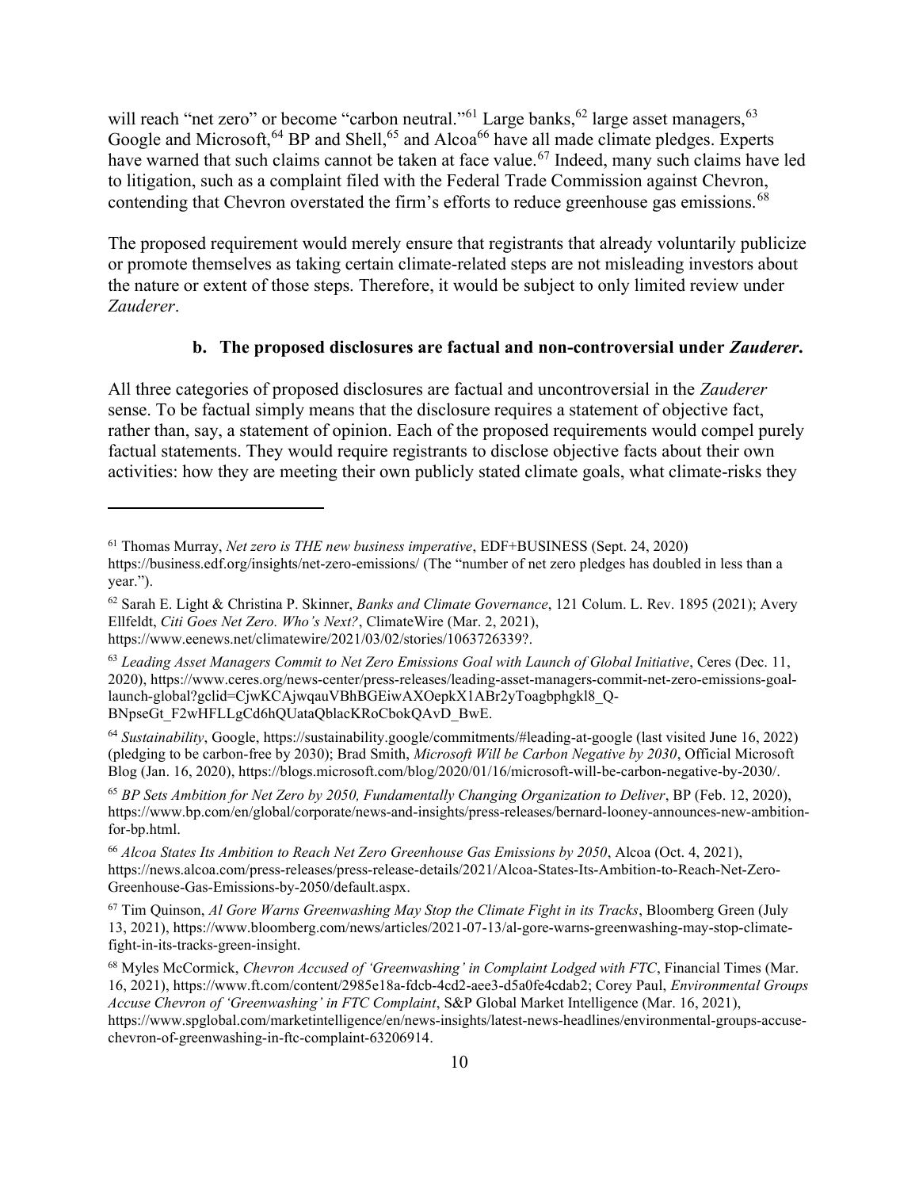will reach "net zero" or become "carbon neutral."[61] Large banks,[62] large asset managers,[63] Google and Microsoft,[64] BP and Shell,[65] and Alcoa[66] have all made climate pledges. Experts have warned that such claims cannot be taken at face value.[67] Indeed, many such claims have led to litigation, such as a complaint filed with the Federal Trade Commission against Chevron, contending that Chevron overstated the firm's efforts to reduce greenhouse gas emissions.[68]

The proposed requirement would merely ensure that registrants that already voluntarily publicize or promote themselves as taking certain climate-related steps are not misleading investors about the nature or extent of those steps. Therefore, it would be subject to only limited review under *Zauderer*.

#### b. The proposed disclosures are factual and non-controversial under *Zauderer*.

All three categories of proposed disclosures are factual and uncontroversial in the *Zauderer* sense. To be factual simply means that the disclosure requires a statement of objective fact, rather than, say, a statement of opinion. Each of the proposed requirements would compel purely factual statements. They would require registrants to disclose objective facts about their own activities: how they are meeting their own publicly stated climate goals, what climate-risks they

---

[61] Thomas Murray, *Net zero is THE new business imperative*, EDF+BUSINESS (Sept. 24, 2020) https://business.edf.org/insights/net-zero-emissions/ (The "number of net zero pledges has doubled in less than a year.").

[62] Sarah E. Light & Christina P. Skinner, *Banks and Climate Governance*, 121 Colum. L. Rev. 1895 (2021); Avery Ellfeldt, *Citi Goes Net Zero. Who's Next?*, ClimateWire (Mar. 2, 2021), https://www.eenews.net/climatewire/2021/03/02/stories/1063726339?.

[63] *Leading Asset Managers Commit to Net Zero Emissions Goal with Launch of Global Initiative*, Ceres (Dec. 11, 2020), https://www.ceres.org/news-center/press-releases/leading-asset-managers-commit-net-zero-emissions-goal-launch-global?gclid=CjwKCAjwqauVBhBGEiwAXOepkX1ABr2yToagbphgkl8_Q-BNpseGt_F2wHFLLgCd6hQUataQblacKRoCbokQAvD_BwE.

[64] *Sustainability*, Google, https://sustainability.google/commitments/#leading-at-google (last visited June 16, 2022) (pledging to be carbon-free by 2030); Brad Smith, *Microsoft Will be Carbon Negative by 2030*, Official Microsoft Blog (Jan. 16, 2020), https://blogs.microsoft.com/blog/2020/01/16/microsoft-will-be-carbon-negative-by-2030/.

[65] *BP Sets Ambition for Net Zero by 2050, Fundamentally Changing Organization to Deliver*, BP (Feb. 12, 2020), https://www.bp.com/en/global/corporate/news-and-insights/press-releases/bernard-looney-announces-new-ambition-for-bp.html.

[66] *Alcoa States Its Ambition to Reach Net Zero Greenhouse Gas Emissions by 2050*, Alcoa (Oct. 4, 2021), https://news.alcoa.com/press-releases/press-release-details/2021/Alcoa-States-Its-Ambition-to-Reach-Net-Zero-Greenhouse-Gas-Emissions-by-2050/default.aspx.

[67] Tim Quinson, *Al Gore Warns Greenwashing May Stop the Climate Fight in its Tracks*, Bloomberg Green (July 13, 2021), https://www.bloomberg.com/news/articles/2021-07-13/al-gore-warns-greenwashing-may-stop-climate-fight-in-its-tracks-green-insight.

[68] Myles McCormick, *Chevron Accused of 'Greenwashing' in Complaint Lodged with FTC*, Financial Times (Mar. 16, 2021), https://www.ft.com/content/2985e18a-fdcb-4cd2-aee3-d5a0fe4cdab2; Corey Paul, *Environmental Groups Accuse Chevron of 'Greenwashing' in FTC Complaint*, S&P Global Market Intelligence (Mar. 16, 2021), https://www.spglobal.com/marketintelligence/en/news-insights/latest-news-headlines/environmental-groups-accuse-chevron-of-greenwashing-in-ftc-complaint-63206914.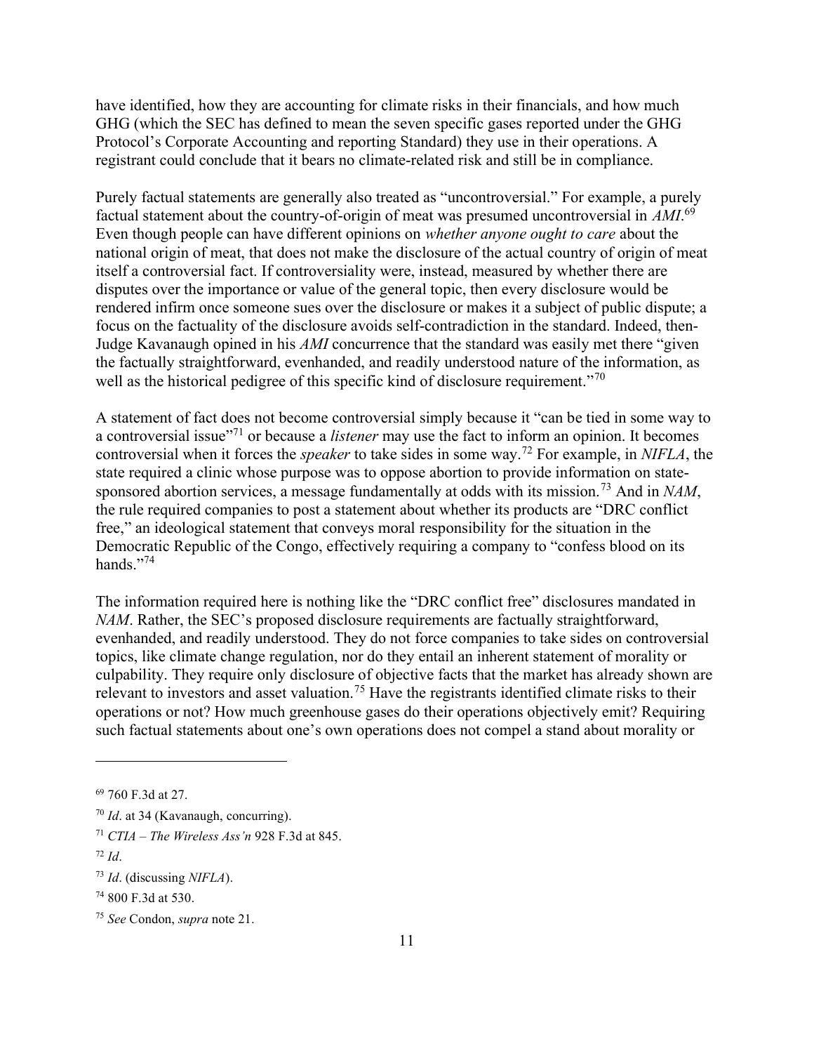have identified, how they are accounting for climate risks in their financials, and how much GHG (which the SEC has defined to mean the seven specific gases reported under the GHG Protocol's Corporate Accounting and reporting Standard) they use in their operations. A registrant could conclude that it bears no climate-related risk and still be in compliance.

Purely factual statements are generally also treated as "uncontroversial." For example, a purely factual statement about the country-of-origin of meat was presumed uncontroversial in *AMI*.[69] Even though people can have different opinions on *whether anyone ought to care* about the national origin of meat, that does not make the disclosure of the actual country of origin of meat itself a controversial fact. If controversiality were, instead, measured by whether there are disputes over the importance or value of the general topic, then every disclosure would be rendered infirm once someone sues over the disclosure or makes it a subject of public dispute; a focus on the factuality of the disclosure avoids self-contradiction in the standard. Indeed, then-Judge Kavanaugh opined in his *AMI* concurrence that the standard was easily met there "given the factually straightforward, evenhanded, and readily understood nature of the information, as well as the historical pedigree of this specific kind of disclosure requirement."[70]

A statement of fact does not become controversial simply because it "can be tied in some way to a controversial issue"[71] or because a *listener* may use the fact to inform an opinion. It becomes controversial when it forces the *speaker* to take sides in some way.[72] For example, in *NIFLA*, the state required a clinic whose purpose was to oppose abortion to provide information on state-sponsored abortion services, a message fundamentally at odds with its mission.[73] And in *NAM*, the rule required companies to post a statement about whether its products are "DRC conflict free," an ideological statement that conveys moral responsibility for the situation in the Democratic Republic of the Congo, effectively requiring a company to "confess blood on its hands."[74]

The information required here is nothing like the "DRC conflict free" disclosures mandated in *NAM*. Rather, the SEC's proposed disclosure requirements are factually straightforward, evenhanded, and readily understood. They do not force companies to take sides on controversial topics, like climate change regulation, nor do they entail an inherent statement of morality or culpability. They require only disclosure of objective facts that the market has already shown are relevant to investors and asset valuation.[75] Have the registrants identified climate risks to their operations or not? How much greenhouse gases do their operations objectively emit? Requiring such factual statements about one's own operations does not compel a stand about morality or

---

[69] 760 F.3d at 27.

[70] *Id*. at 34 (Kavanaugh, concurring).

[71] *CTIA – The Wireless Ass'n* 928 F.3d at 845.

[72] *Id*.

[73] *Id*. (discussing *NIFLA*).

[74] 800 F.3d at 530.

[75] *See* Condon, *supra* note 21.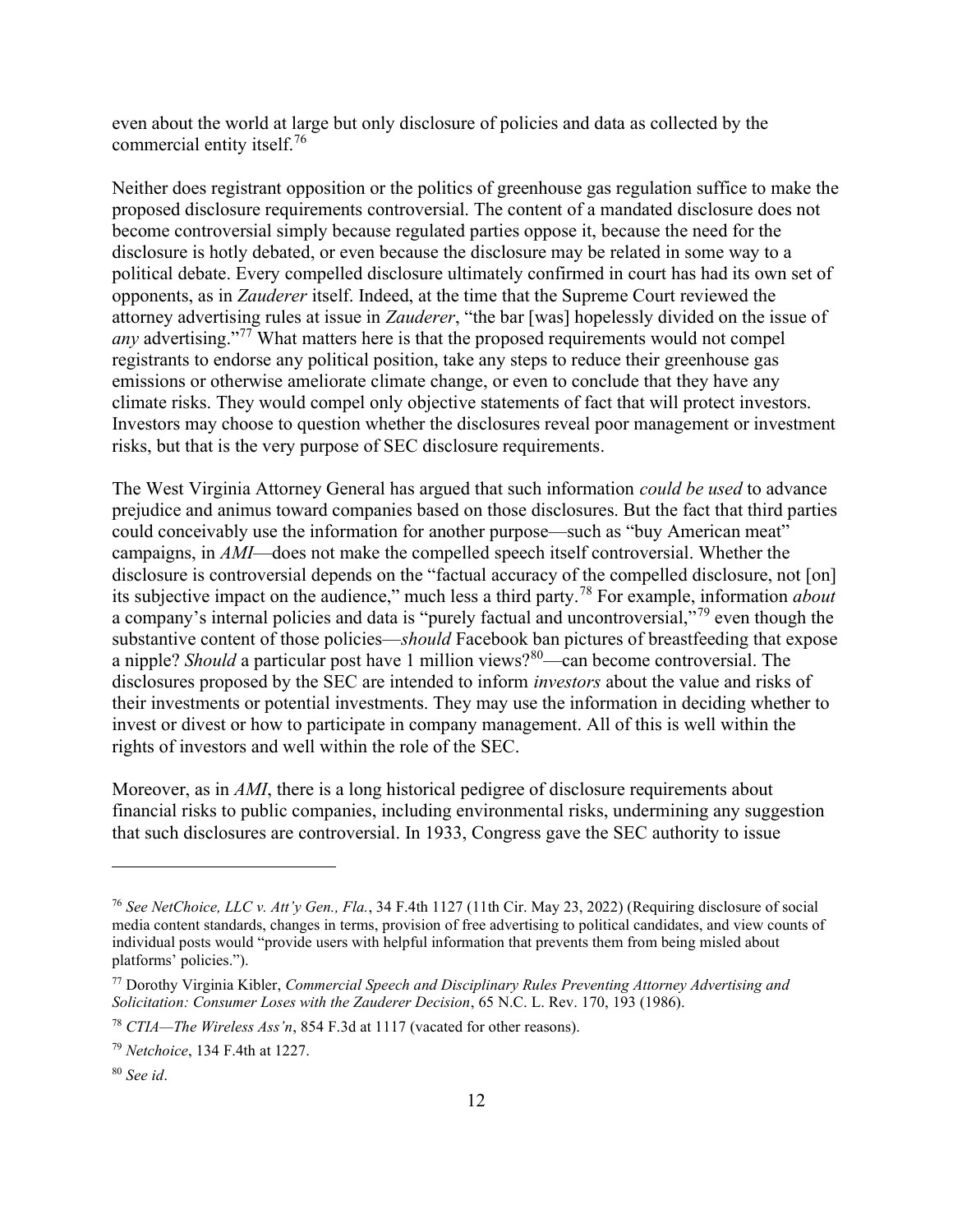even about the world at large but only disclosure of policies and data as collected by the commercial entity itself.[76]

Neither does registrant opposition or the politics of greenhouse gas regulation suffice to make the proposed disclosure requirements controversial. The content of a mandated disclosure does not become controversial simply because regulated parties oppose it, because the need for the disclosure is hotly debated, or even because the disclosure may be related in some way to a political debate. Every compelled disclosure ultimately confirmed in court has had its own set of opponents, as in *Zauderer* itself. Indeed, at the time that the Supreme Court reviewed the attorney advertising rules at issue in *Zauderer*, "the bar [was] hopelessly divided on the issue of *any* advertising."[77] What matters here is that the proposed requirements would not compel registrants to endorse any political position, take any steps to reduce their greenhouse gas emissions or otherwise ameliorate climate change, or even to conclude that they have any climate risks. They would compel only objective statements of fact that will protect investors. Investors may choose to question whether the disclosures reveal poor management or investment risks, but that is the very purpose of SEC disclosure requirements.

The West Virginia Attorney General has argued that such information *could be used* to advance prejudice and animus toward companies based on those disclosures. But the fact that third parties could conceivably use the information for another purpose—such as "buy American meat" campaigns, in *AMI*—does not make the compelled speech itself controversial. Whether the disclosure is controversial depends on the "factual accuracy of the compelled disclosure, not [on] its subjective impact on the audience," much less a third party.[78] For example, information *about* a company's internal policies and data is "purely factual and uncontroversial,"[79] even though the substantive content of those policies—*should* Facebook ban pictures of breastfeeding that expose a nipple? *Should* a particular post have 1 million views?[80]—can become controversial. The disclosures proposed by the SEC are intended to inform *investors* about the value and risks of their investments or potential investments. They may use the information in deciding whether to invest or divest or how to participate in company management. All of this is well within the rights of investors and well within the role of the SEC.

Moreover, as in *AMI*, there is a long historical pedigree of disclosure requirements about financial risks to public companies, including environmental risks, undermining any suggestion that such disclosures are controversial. In 1933, Congress gave the SEC authority to issue

---

[76] *See NetChoice, LLC v. Att'y Gen., Fla.*, 34 F.4th 1127 (11th Cir. May 23, 2022) (Requiring disclosure of social media content standards, changes in terms, provision of free advertising to political candidates, and view counts of individual posts would "provide users with helpful information that prevents them from being misled about platforms' policies.").

[77] Dorothy Virginia Kibler, *Commercial Speech and Disciplinary Rules Preventing Attorney Advertising and Solicitation: Consumer Loses with the Zauderer Decision*, 65 N.C. L. Rev. 170, 193 (1986).

[78] *CTIA—The Wireless Ass'n*, 854 F.3d at 1117 (vacated for other reasons).

[79] *Netchoice*, 134 F.4th at 1227.

[80] *See id*.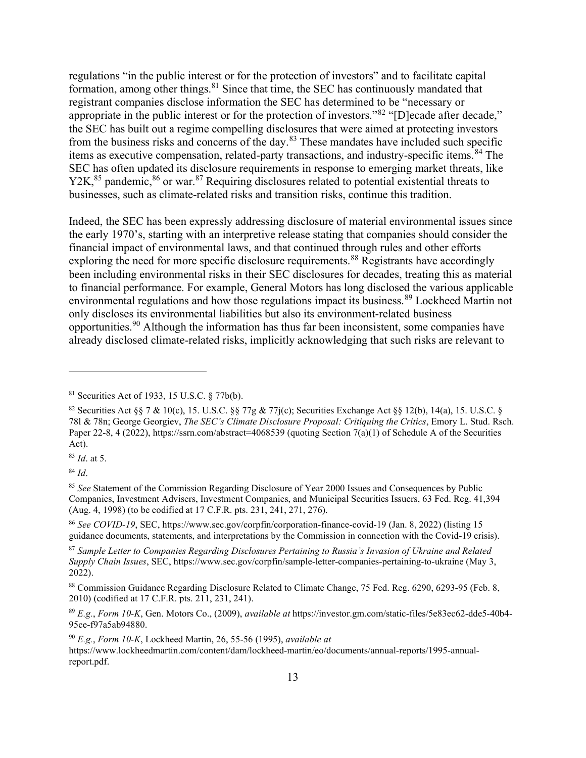regulations "in the public interest or for the protection of investors" and to facilitate capital formation, among other things.[81] Since that time, the SEC has continuously mandated that registrant companies disclose information the SEC has determined to be "necessary or appropriate in the public interest or for the protection of investors."[82] "[D]ecade after decade," the SEC has built out a regime compelling disclosures that were aimed at protecting investors from the business risks and concerns of the day.[83] These mandates have included such specific items as executive compensation, related-party transactions, and industry-specific items.[84] The SEC has often updated its disclosure requirements in response to emerging market threats, like Y2K,[85] pandemic,[86] or war.[87] Requiring disclosures related to potential existential threats to businesses, such as climate-related risks and transition risks, continue this tradition.

Indeed, the SEC has been expressly addressing disclosure of material environmental issues since the early 1970's, starting with an interpretive release stating that companies should consider the financial impact of environmental laws, and that continued through rules and other efforts exploring the need for more specific disclosure requirements.[88] Registrants have accordingly been including environmental risks in their SEC disclosures for decades, treating this as material to financial performance. For example, General Motors has long disclosed the various applicable environmental regulations and how those regulations impact its business.[89] Lockheed Martin not only discloses its environmental liabilities but also its environment-related business opportunities.[90] Although the information has thus far been inconsistent, some companies have already disclosed climate-related risks, implicitly acknowledging that such risks are relevant to

---

[81] Securities Act of 1933, 15 U.S.C. § 77b(b).

[82] Securities Act §§ 7 & 10(c), 15. U.S.C. §§ 77g & 77j(c); Securities Exchange Act §§ 12(b), 14(a), 15. U.S.C. § 78l & 78n; George Georgiev, *The SEC's Climate Disclosure Proposal: Critiquing the Critics*, Emory L. Stud. Rsch. Paper 22-8, 4 (2022), https://ssrn.com/abstract=4068539 (quoting Section 7(a)(1) of Schedule A of the Securities Act).

[83] *Id*. at 5.

[84] *Id*.

[85] *See* Statement of the Commission Regarding Disclosure of Year 2000 Issues and Consequences by Public Companies, Investment Advisers, Investment Companies, and Municipal Securities Issuers, 63 Fed. Reg. 41,394 (Aug. 4, 1998) (to be codified at 17 C.F.R. pts. 231, 241, 271, 276).

[86] *See COVID-19*, SEC, https://www.sec.gov/corpfin/corporation-finance-covid-19 (Jan. 8, 2022) (listing 15 guidance documents, statements, and interpretations by the Commission in connection with the Covid-19 crisis).

[87] *Sample Letter to Companies Regarding Disclosures Pertaining to Russia's Invasion of Ukraine and Related Supply Chain Issues*, SEC, https://www.sec.gov/corpfin/sample-letter-companies-pertaining-to-ukraine (May 3, 2022).

[88] Commission Guidance Regarding Disclosure Related to Climate Change, 75 Fed. Reg. 6290, 6293-95 (Feb. 8, 2010) (codified at 17 C.F.R. pts. 211, 231, 241).

[89] *E.g.*, *Form 10-K*, Gen. Motors Co., (2009), *available at* https://investor.gm.com/static-files/5e83ec62-dde5-40b4-95ce-f97a5ab94880.

[90] *E.g.*, *Form 10-K*, Lockheed Martin, 26, 55-56 (1995), *available at* https://www.lockheedmartin.com/content/dam/lockheed-martin/eo/documents/annual-reports/1995-annual-report.pdf.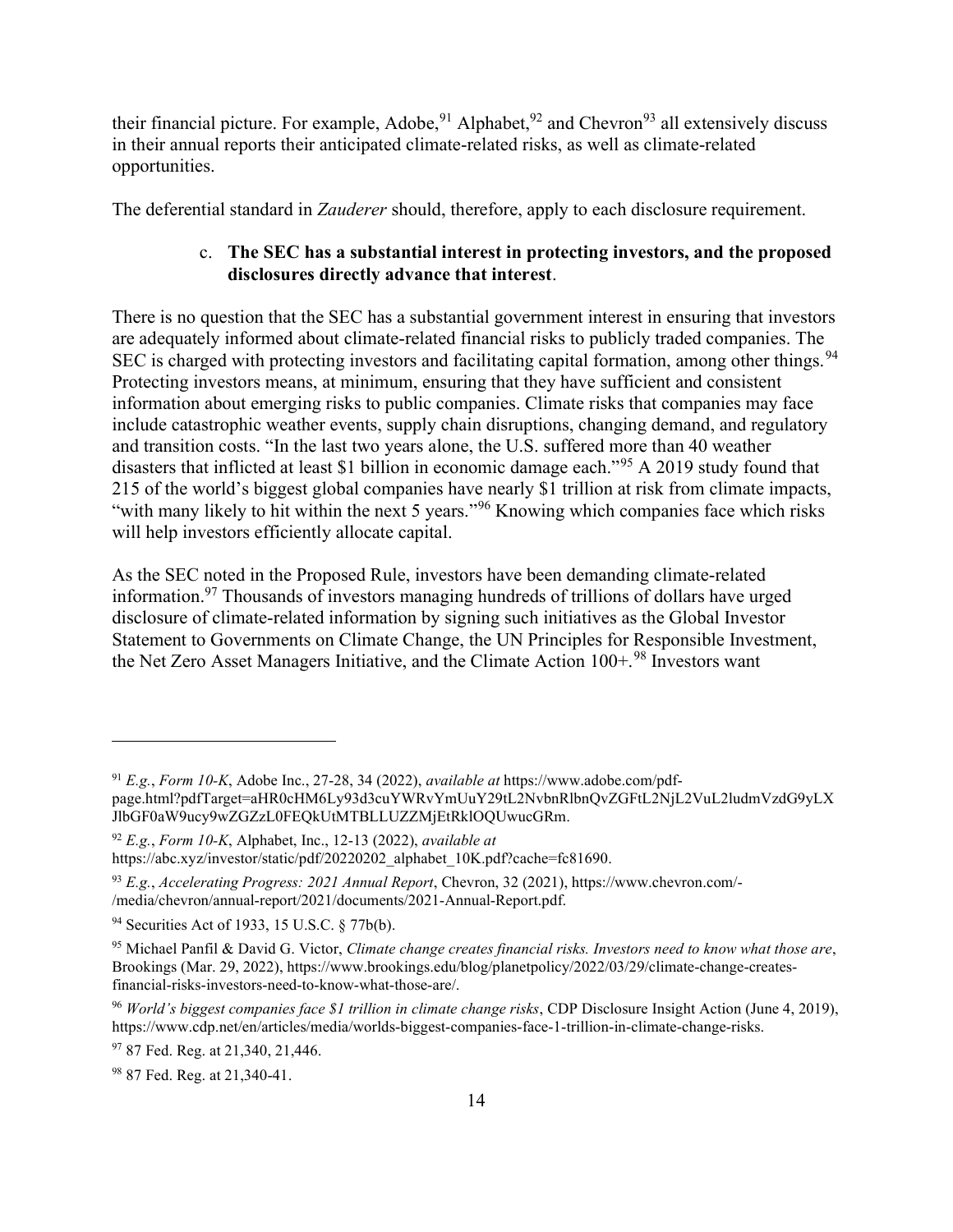their financial picture. For example, Adobe,[91] Alphabet,[92] and Chevron[93] all extensively discuss in their annual reports their anticipated climate-related risks, as well as climate-related opportunities.

The deferential standard in *Zauderer* should, therefore, apply to each disclosure requirement.

c. **The SEC has a substantial interest in protecting investors, and the proposed disclosures directly advance that interest**.

There is no question that the SEC has a substantial government interest in ensuring that investors are adequately informed about climate-related financial risks to publicly traded companies. The SEC is charged with protecting investors and facilitating capital formation, among other things.[94] Protecting investors means, at minimum, ensuring that they have sufficient and consistent information about emerging risks to public companies. Climate risks that companies may face include catastrophic weather events, supply chain disruptions, changing demand, and regulatory and transition costs. "In the last two years alone, the U.S. suffered more than 40 weather disasters that inflicted at least $1 billion in economic damage each."[95] A 2019 study found that 215 of the world's biggest global companies have nearly $1 trillion at risk from climate impacts, "with many likely to hit within the next 5 years."[96] Knowing which companies face which risks will help investors efficiently allocate capital.

As the SEC noted in the Proposed Rule, investors have been demanding climate-related information.[97] Thousands of investors managing hundreds of trillions of dollars have urged disclosure of climate-related information by signing such initiatives as the Global Investor Statement to Governments on Climate Change, the UN Principles for Responsible Investment, the Net Zero Asset Managers Initiative, and the Climate Action 100+.[98] Investors want

---

[91] *E.g.*, *Form 10-K*, Adobe Inc., 27-28, 34 (2022), *available at* https://www.adobe.com/pdf-page.html?pdfTarget=aHR0cHM6Ly93d3cuYWRvYmUuY29tL2NvbnRlbnQvZGFtL2NjL2VuL2ludmVzdG9yLXJlbGF0aW9ucy9wZGZzL0FEQkUtMTBLLUZZMjEtRklOQUwucGRm.

[92] *E.g.*, *Form 10-K*, Alphabet, Inc., 12-13 (2022), *available at* https://abc.xyz/investor/static/pdf/20220202_alphabet_10K.pdf?cache=fc81690.

[93] *E.g.*, *Accelerating Progress: 2021 Annual Report*, Chevron, 32 (2021), https://www.chevron.com/-/media/chevron/annual-report/2021/documents/2021-Annual-Report.pdf.

[94] Securities Act of 1933, 15 U.S.C. § 77b(b).

[95] Michael Panfil & David G. Victor, *Climate change creates financial risks. Investors need to know what those are*, Brookings (Mar. 29, 2022), https://www.brookings.edu/blog/planetpolicy/2022/03/29/climate-change-creates-financial-risks-investors-need-to-know-what-those-are/.

[96] *World's biggest companies face $1 trillion in climate change risks*, CDP Disclosure Insight Action (June 4, 2019), https://www.cdp.net/en/articles/media/worlds-biggest-companies-face-1-trillion-in-climate-change-risks.

[97] 87 Fed. Reg. at 21,340, 21,446.

[98] 87 Fed. Reg. at 21,340-41.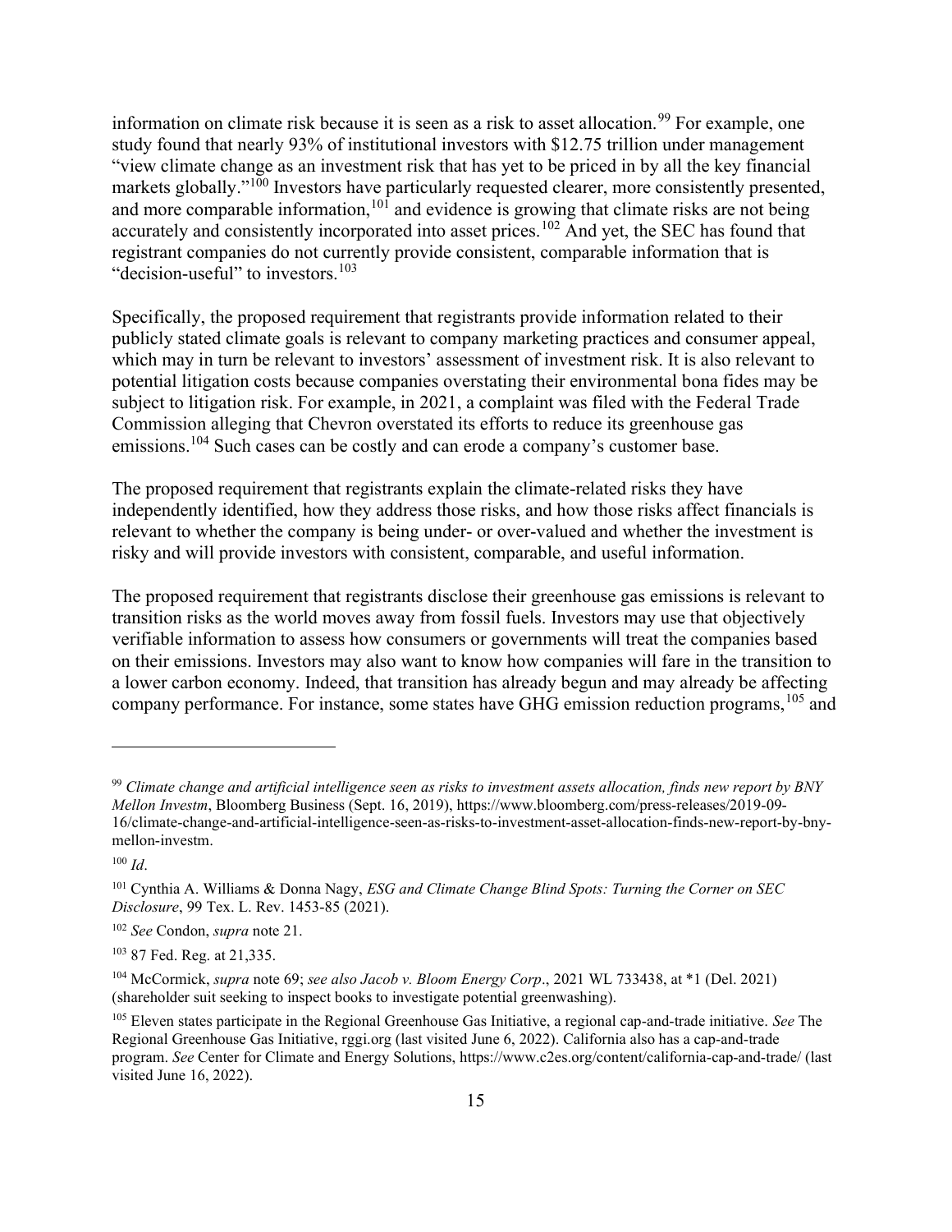information on climate risk because it is seen as a risk to asset allocation.[99] For example, one study found that nearly 93% of institutional investors with $12.75 trillion under management "view climate change as an investment risk that has yet to be priced in by all the key financial markets globally."[100] Investors have particularly requested clearer, more consistently presented, and more comparable information,[101] and evidence is growing that climate risks are not being accurately and consistently incorporated into asset prices.[102] And yet, the SEC has found that registrant companies do not currently provide consistent, comparable information that is "decision-useful" to investors.[103]

Specifically, the proposed requirement that registrants provide information related to their publicly stated climate goals is relevant to company marketing practices and consumer appeal, which may in turn be relevant to investors' assessment of investment risk. It is also relevant to potential litigation costs because companies overstating their environmental bona fides may be subject to litigation risk. For example, in 2021, a complaint was filed with the Federal Trade Commission alleging that Chevron overstated its efforts to reduce its greenhouse gas emissions.[104] Such cases can be costly and can erode a company's customer base.

The proposed requirement that registrants explain the climate-related risks they have independently identified, how they address those risks, and how those risks affect financials is relevant to whether the company is being under- or over-valued and whether the investment is risky and will provide investors with consistent, comparable, and useful information.

The proposed requirement that registrants disclose their greenhouse gas emissions is relevant to transition risks as the world moves away from fossil fuels. Investors may use that objectively verifiable information to assess how consumers or governments will treat the companies based on their emissions. Investors may also want to know how companies will fare in the transition to a lower carbon economy. Indeed, that transition has already begun and may already be affecting company performance. For instance, some states have GHG emission reduction programs,[105] and

---

[99] *Climate change and artificial intelligence seen as risks to investment assets allocation, finds new report by BNY Mellon Investm*, Bloomberg Business (Sept. 16, 2019), https://www.bloomberg.com/press-releases/2019-09-16/climate-change-and-artificial-intelligence-seen-as-risks-to-investment-asset-allocation-finds-new-report-by-bny-mellon-investm.

[100] *Id*.

[101] Cynthia A. Williams & Donna Nagy, *ESG and Climate Change Blind Spots: Turning the Corner on SEC Disclosure*, 99 Tex. L. Rev. 1453-85 (2021).

[102] *See* Condon, *supra* note 21.

[103] 87 Fed. Reg. at 21,335.

[104] McCormick, *supra* note 69; *see also Jacob v. Bloom Energy Corp*., 2021 WL 733438, at *1 (Del. 2021) (shareholder suit seeking to inspect books to investigate potential greenwashing).

[105] Eleven states participate in the Regional Greenhouse Gas Initiative, a regional cap-and-trade initiative. *See* The Regional Greenhouse Gas Initiative, rggi.org (last visited June 6, 2022). California also has a cap-and-trade program. *See* Center for Climate and Energy Solutions, https://www.c2es.org/content/california-cap-and-trade/ (last visited June 16, 2022).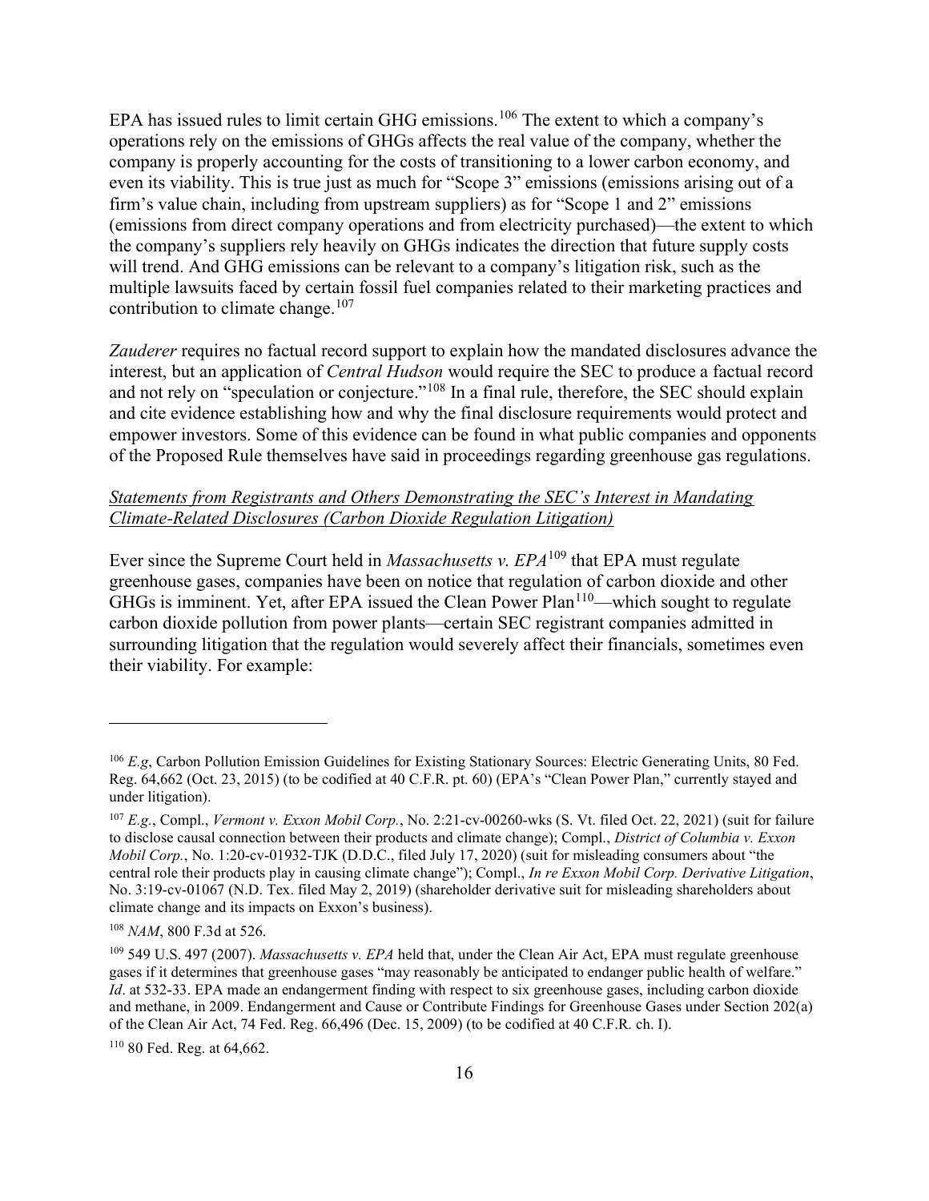EPA has issued rules to limit certain GHG emissions.[106] The extent to which a company's operations rely on the emissions of GHGs affects the real value of the company, whether the company is properly accounting for the costs of transitioning to a lower carbon economy, and even its viability. This is true just as much for "Scope 3" emissions (emissions arising out of a firm's value chain, including from upstream suppliers) as for "Scope 1 and 2" emissions (emissions from direct company operations and from electricity purchased)—the extent to which the company's suppliers rely heavily on GHGs indicates the direction that future supply costs will trend. And GHG emissions can be relevant to a company's litigation risk, such as the multiple lawsuits faced by certain fossil fuel companies related to their marketing practices and contribution to climate change.[107]

*Zauderer* requires no factual record support to explain how the mandated disclosures advance the interest, but an application of *Central Hudson* would require the SEC to produce a factual record and not rely on "speculation or conjecture."[108] In a final rule, therefore, the SEC should explain and cite evidence establishing how and why the final disclosure requirements would protect and empower investors. Some of this evidence can be found in what public companies and opponents of the Proposed Rule themselves have said in proceedings regarding greenhouse gas regulations.

<u>*Statements from Registrants and Others Demonstrating the SEC's Interest in Mandating Climate-Related Disclosures (Carbon Dioxide Regulation Litigation)*</u>

Ever since the Supreme Court held in *Massachusetts v. EPA*[109] that EPA must regulate greenhouse gases, companies have been on notice that regulation of carbon dioxide and other GHGs is imminent. Yet, after EPA issued the Clean Power Plan[110]—which sought to regulate carbon dioxide pollution from power plants—certain SEC registrant companies admitted in surrounding litigation that the regulation would severely affect their financials, sometimes even their viability. For example:

---

[106] *E.g*, Carbon Pollution Emission Guidelines for Existing Stationary Sources: Electric Generating Units, 80 Fed. Reg. 64,662 (Oct. 23, 2015) (to be codified at 40 C.F.R. pt. 60) (EPA's "Clean Power Plan," currently stayed and under litigation).

[107] *E.g.*, Compl., *Vermont v. Exxon Mobil Corp.*, No. 2:21-cv-00260-wks (S. Vt. filed Oct. 22, 2021) (suit for failure to disclose causal connection between their products and climate change); Compl., *District of Columbia v. Exxon Mobil Corp.*, No. 1:20-cv-01932-TJK (D.D.C., filed July 17, 2020) (suit for misleading consumers about "the central role their products play in causing climate change"); Compl., *In re Exxon Mobil Corp. Derivative Litigation*, No. 3:19-cv-01067 (N.D. Tex. filed May 2, 2019) (shareholder derivative suit for misleading shareholders about climate change and its impacts on Exxon's business).

[108] *NAM*, 800 F.3d at 526.

[109] 549 U.S. 497 (2007). *Massachusetts v. EPA* held that, under the Clean Air Act, EPA must regulate greenhouse gases if it determines that greenhouse gases "may reasonably be anticipated to endanger public health of welfare." *Id*. at 532-33. EPA made an endangerment finding with respect to six greenhouse gases, including carbon dioxide and methane, in 2009. Endangerment and Cause or Contribute Findings for Greenhouse Gases under Section 202(a) of the Clean Air Act, 74 Fed. Reg. 66,496 (Dec. 15, 2009) (to be codified at 40 C.F.R. ch. I).

[110] 80 Fed. Reg. at 64,662.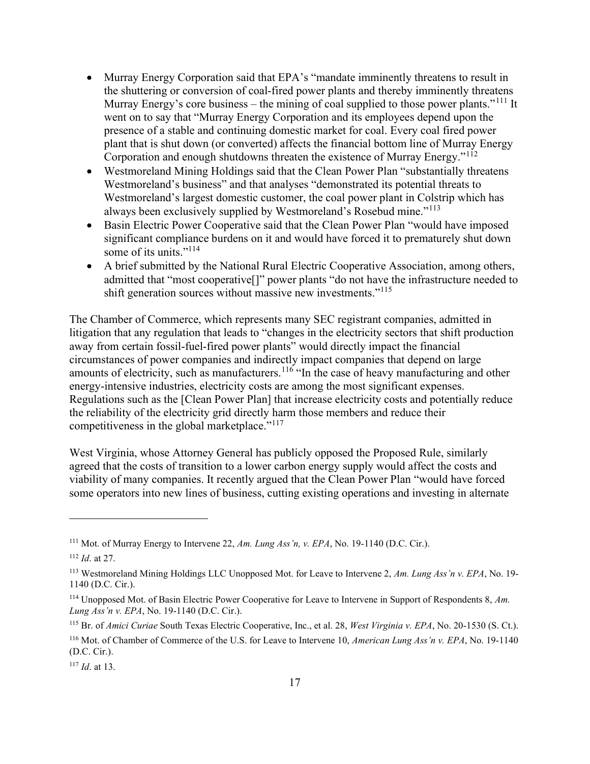- Murray Energy Corporation said that EPA's "mandate imminently threatens to result in the shuttering or conversion of coal-fired power plants and thereby imminently threatens Murray Energy's core business – the mining of coal supplied to those power plants."[111] It went on to say that "Murray Energy Corporation and its employees depend upon the presence of a stable and continuing domestic market for coal. Every coal fired power plant that is shut down (or converted) affects the financial bottom line of Murray Energy Corporation and enough shutdowns threaten the existence of Murray Energy."[112]
- Westmoreland Mining Holdings said that the Clean Power Plan "substantially threatens Westmoreland's business" and that analyses "demonstrated its potential threats to Westmoreland's largest domestic customer, the coal power plant in Colstrip which has always been exclusively supplied by Westmoreland's Rosebud mine."[113]
- Basin Electric Power Cooperative said that the Clean Power Plan "would have imposed significant compliance burdens on it and would have forced it to prematurely shut down some of its units."[114]
- A brief submitted by the National Rural Electric Cooperative Association, among others, admitted that "most cooperative[]" power plants "do not have the infrastructure needed to shift generation sources without massive new investments."[115]

The Chamber of Commerce, which represents many SEC registrant companies, admitted in litigation that any regulation that leads to "changes in the electricity sectors that shift production away from certain fossil-fuel-fired power plants" would directly impact the financial circumstances of power companies and indirectly impact companies that depend on large amounts of electricity, such as manufacturers.[116] "In the case of heavy manufacturing and other energy-intensive industries, electricity costs are among the most significant expenses. Regulations such as the [Clean Power Plan] that increase electricity costs and potentially reduce the reliability of the electricity grid directly harm those members and reduce their competitiveness in the global marketplace."[117]

West Virginia, whose Attorney General has publicly opposed the Proposed Rule, similarly agreed that the costs of transition to a lower carbon energy supply would affect the costs and viability of many companies. It recently argued that the Clean Power Plan "would have forced some operators into new lines of business, cutting existing operations and investing in alternate

---

[111] Mot. of Murray Energy to Intervene 22, *Am. Lung Ass'n, v. EPA*, No. 19-1140 (D.C. Cir.).

[112] *Id*. at 27.

[113] Westmoreland Mining Holdings LLC Unopposed Mot. for Leave to Intervene 2, *Am. Lung Ass'n v. EPA*, No. 19-1140 (D.C. Cir.).

[114] Unopposed Mot. of Basin Electric Power Cooperative for Leave to Intervene in Support of Respondents 8, *Am. Lung Ass'n v. EPA*, No. 19-1140 (D.C. Cir.).

[115] Br. of *Amici Curiae* South Texas Electric Cooperative, Inc., et al. 28, *West Virginia v. EPA*, No. 20-1530 (S. Ct.).

[116] Mot. of Chamber of Commerce of the U.S. for Leave to Intervene 10, *American Lung Ass'n v. EPA*, No. 19-1140 (D.C. Cir.).

[117] *Id*. at 13.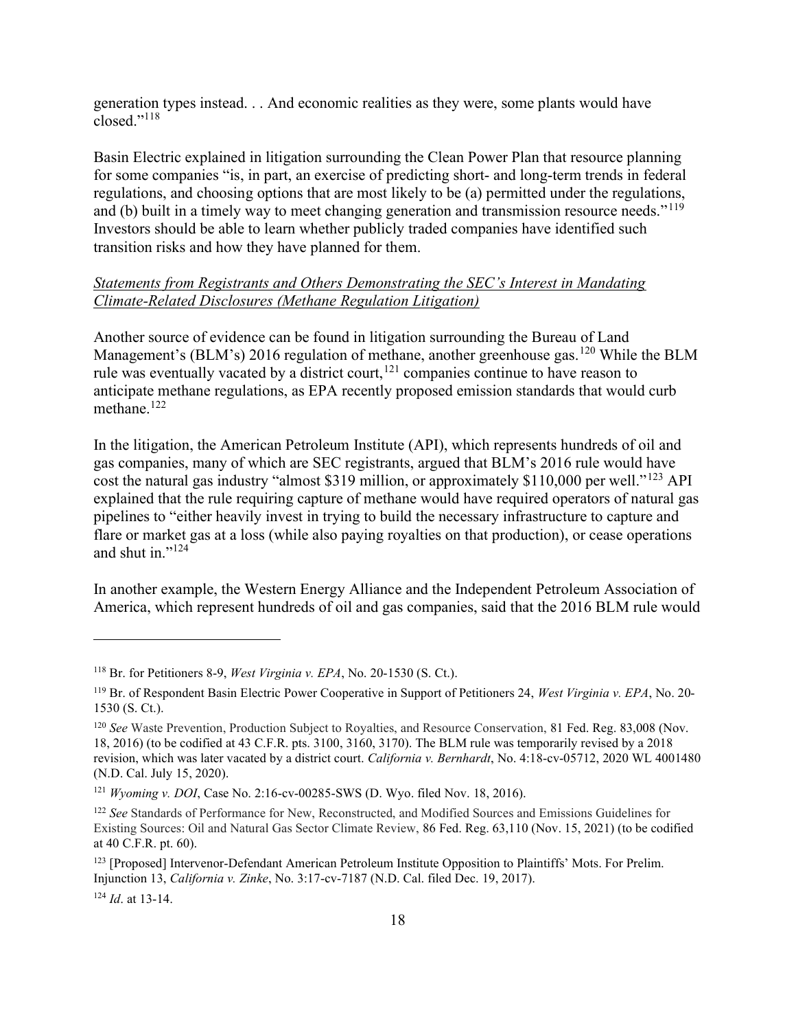generation types instead. . . And economic realities as they were, some plants would have closed."[118]

Basin Electric explained in litigation surrounding the Clean Power Plan that resource planning for some companies "is, in part, an exercise of predicting short- and long-term trends in federal regulations, and choosing options that are most likely to be (a) permitted under the regulations, and (b) built in a timely way to meet changing generation and transmission resource needs."[119] Investors should be able to learn whether publicly traded companies have identified such transition risks and how they have planned for them.

*Statements from Registrants and Others Demonstrating the SEC's Interest in Mandating Climate-Related Disclosures (Methane Regulation Litigation)*

Another source of evidence can be found in litigation surrounding the Bureau of Land Management's (BLM's) 2016 regulation of methane, another greenhouse gas.[120] While the BLM rule was eventually vacated by a district court,[121] companies continue to have reason to anticipate methane regulations, as EPA recently proposed emission standards that would curb methane.[122]

In the litigation, the American Petroleum Institute (API), which represents hundreds of oil and gas companies, many of which are SEC registrants, argued that BLM's 2016 rule would have cost the natural gas industry "almost $319 million, or approximately $110,000 per well."[123] API explained that the rule requiring capture of methane would have required operators of natural gas pipelines to "either heavily invest in trying to build the necessary infrastructure to capture and flare or market gas at a loss (while also paying royalties on that production), or cease operations and shut in."[124]

In another example, the Western Energy Alliance and the Independent Petroleum Association of America, which represent hundreds of oil and gas companies, said that the 2016 BLM rule would

---

[118] Br. for Petitioners 8-9, *West Virginia v. EPA*, No. 20-1530 (S. Ct.).

[119] Br. of Respondent Basin Electric Power Cooperative in Support of Petitioners 24, *West Virginia v. EPA*, No. 20-1530 (S. Ct.).

[120] *See* Waste Prevention, Production Subject to Royalties, and Resource Conservation, 81 Fed. Reg. 83,008 (Nov. 18, 2016) (to be codified at 43 C.F.R. pts. 3100, 3160, 3170). The BLM rule was temporarily revised by a 2018 revision, which was later vacated by a district court. *California v. Bernhardt*, No. 4:18-cv-05712, 2020 WL 4001480 (N.D. Cal. July 15, 2020).

[121] *Wyoming v. DOI*, Case No. 2:16-cv-00285-SWS (D. Wyo. filed Nov. 18, 2016).

[122] *See* Standards of Performance for New, Reconstructed, and Modified Sources and Emissions Guidelines for Existing Sources: Oil and Natural Gas Sector Climate Review, 86 Fed. Reg. 63,110 (Nov. 15, 2021) (to be codified at 40 C.F.R. pt. 60).

[123] [Proposed] Intervenor-Defendant American Petroleum Institute Opposition to Plaintiffs' Mots. For Prelim. Injunction 13, *California v. Zinke*, No. 3:17-cv-7187 (N.D. Cal. filed Dec. 19, 2017).

[124] *Id*. at 13-14.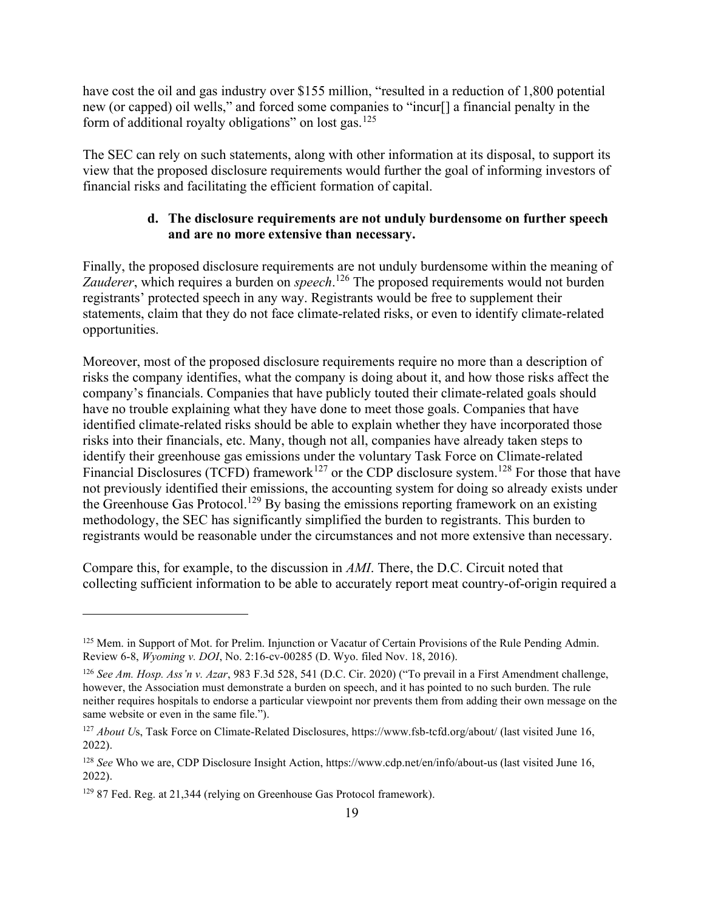have cost the oil and gas industry over $155 million, "resulted in a reduction of 1,800 potential new (or capped) oil wells," and forced some companies to "incur[] a financial penalty in the form of additional royalty obligations" on lost gas.[125]

The SEC can rely on such statements, along with other information at its disposal, to support its view that the proposed disclosure requirements would further the goal of informing investors of financial risks and facilitating the efficient formation of capital.

#### d. The disclosure requirements are not unduly burdensome on further speech and are no more extensive than necessary.

Finally, the proposed disclosure requirements are not unduly burdensome within the meaning of *Zauderer*, which requires a burden on *speech*.[126] The proposed requirements would not burden registrants' protected speech in any way. Registrants would be free to supplement their statements, claim that they do not face climate-related risks, or even to identify climate-related opportunities.

Moreover, most of the proposed disclosure requirements require no more than a description of risks the company identifies, what the company is doing about it, and how those risks affect the company's financials. Companies that have publicly touted their climate-related goals should have no trouble explaining what they have done to meet those goals. Companies that have identified climate-related risks should be able to explain whether they have incorporated those risks into their financials, etc. Many, though not all, companies have already taken steps to identify their greenhouse gas emissions under the voluntary Task Force on Climate-related Financial Disclosures (TCFD) framework[127] or the CDP disclosure system.[128] For those that have not previously identified their emissions, the accounting system for doing so already exists under the Greenhouse Gas Protocol.[129] By basing the emissions reporting framework on an existing methodology, the SEC has significantly simplified the burden to registrants. This burden to registrants would be reasonable under the circumstances and not more extensive than necessary.

Compare this, for example, to the discussion in *AMI*. There, the D.C. Circuit noted that collecting sufficient information to be able to accurately report meat country-of-origin required a

---

[125] Mem. in Support of Mot. for Prelim. Injunction or Vacatur of Certain Provisions of the Rule Pending Admin. Review 6-8, *Wyoming v. DOI*, No. 2:16-cv-00285 (D. Wyo. filed Nov. 18, 2016).

[126] *See Am. Hosp. Ass'n v. Azar*, 983 F.3d 528, 541 (D.C. Cir. 2020) ("To prevail in a First Amendment challenge, however, the Association must demonstrate a burden on speech, and it has pointed to no such burden. The rule neither requires hospitals to endorse a particular viewpoint nor prevents them from adding their own message on the same website or even in the same file.").

[127] *About Us*, Task Force on Climate-Related Disclosures, https://www.fsb-tcfd.org/about/ (last visited June 16, 2022).

[128] *See* Who we are, CDP Disclosure Insight Action, https://www.cdp.net/en/info/about-us (last visited June 16, 2022).

[129] 87 Fed. Reg. at 21,344 (relying on Greenhouse Gas Protocol framework).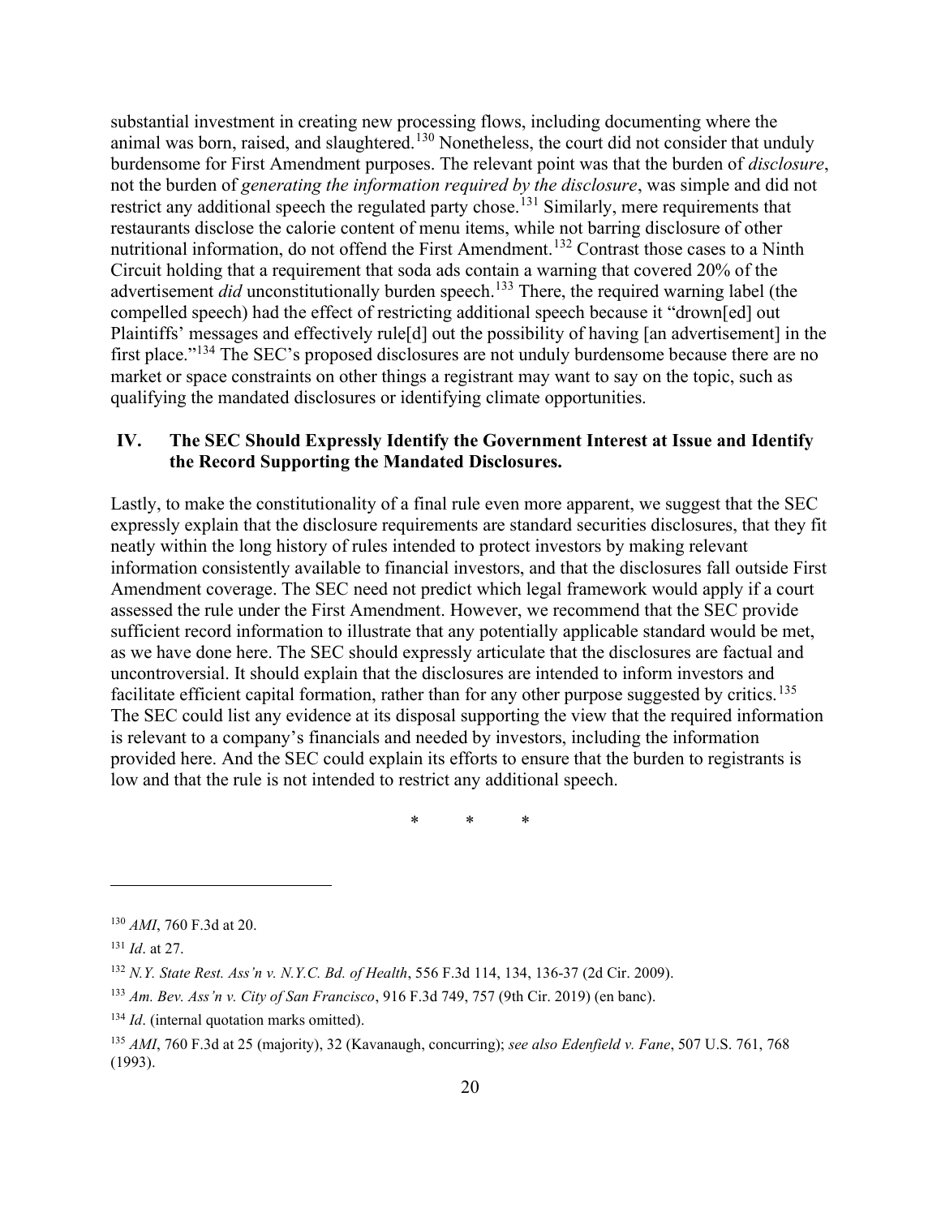substantial investment in creating new processing flows, including documenting where the animal was born, raised, and slaughtered.[130] Nonetheless, the court did not consider that unduly burdensome for First Amendment purposes. The relevant point was that the burden of *disclosure*, not the burden of *generating the information required by the disclosure*, was simple and did not restrict any additional speech the regulated party chose.[131] Similarly, mere requirements that restaurants disclose the calorie content of menu items, while not barring disclosure of other nutritional information, do not offend the First Amendment.[132] Contrast those cases to a Ninth Circuit holding that a requirement that soda ads contain a warning that covered 20% of the advertisement *did* unconstitutionally burden speech.[133] There, the required warning label (the compelled speech) had the effect of restricting additional speech because it "drown[ed] out Plaintiffs' messages and effectively rule[d] out the possibility of having [an advertisement] in the first place."[134] The SEC's proposed disclosures are not unduly burdensome because there are no market or space constraints on other things a registrant may want to say on the topic, such as qualifying the mandated disclosures or identifying climate opportunities.

## IV. The SEC Should Expressly Identify the Government Interest at Issue and Identify the Record Supporting the Mandated Disclosures.

Lastly, to make the constitutionality of a final rule even more apparent, we suggest that the SEC expressly explain that the disclosure requirements are standard securities disclosures, that they fit neatly within the long history of rules intended to protect investors by making relevant information consistently available to financial investors, and that the disclosures fall outside First Amendment coverage. The SEC need not predict which legal framework would apply if a court assessed the rule under the First Amendment. However, we recommend that the SEC provide sufficient record information to illustrate that any potentially applicable standard would be met, as we have done here. The SEC should expressly articulate that the disclosures are factual and uncontroversial. It should explain that the disclosures are intended to inform investors and facilitate efficient capital formation, rather than for any other purpose suggested by critics.[135] The SEC could list any evidence at its disposal supporting the view that the required information is relevant to a company's financials and needed by investors, including the information provided here. And the SEC could explain its efforts to ensure that the burden to registrants is low and that the rule is not intended to restrict any additional speech.

\* \* \*

---

[130] *AMI*, 760 F.3d at 20.

[131] *Id*. at 27.

[132] *N.Y. State Rest. Ass'n v. N.Y.C. Bd. of Health*, 556 F.3d 114, 134, 136-37 (2d Cir. 2009).

[133] *Am. Bev. Ass'n v. City of San Francisco*, 916 F.3d 749, 757 (9th Cir. 2019) (en banc).

[134] *Id*. (internal quotation marks omitted).

[135] *AMI*, 760 F.3d at 25 (majority), 32 (Kavanaugh, concurring); *see also Edenfield v. Fane*, 507 U.S. 761, 768 (1993).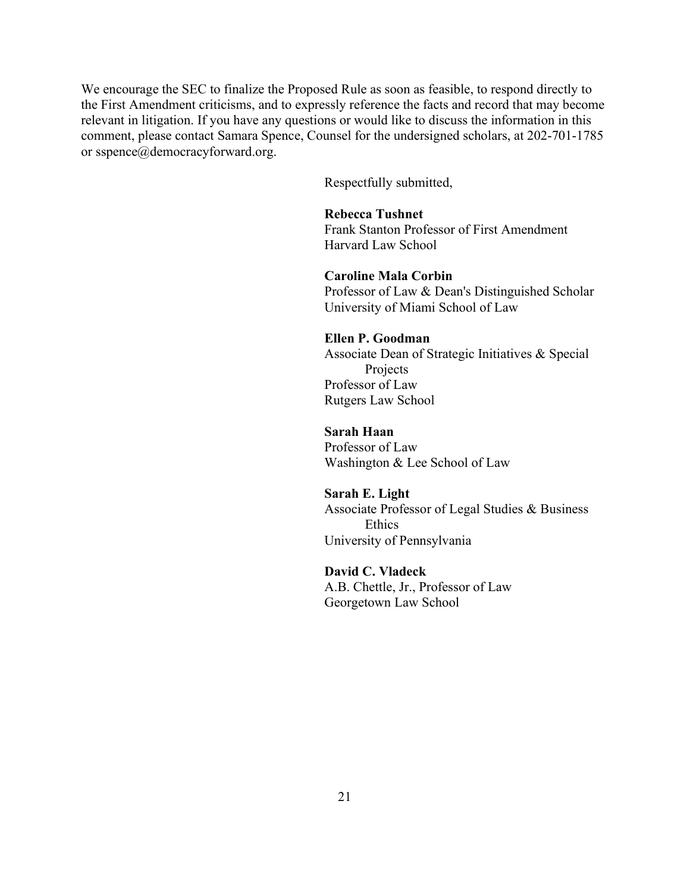We encourage the SEC to finalize the Proposed Rule as soon as feasible, to respond directly to the First Amendment criticisms, and to expressly reference the facts and record that may become relevant in litigation. If you have any questions or would like to discuss the information in this comment, please contact Samara Spence, Counsel for the undersigned scholars, at 202-701-1785 or sspence@democracyforward.org.

Respectfully submitted,

**Rebecca Tushnet**
Frank Stanton Professor of First Amendment
Harvard Law School

**Caroline Mala Corbin**
Professor of Law & Dean's Distinguished Scholar
University of Miami School of Law

**Ellen P. Goodman**
Associate Dean of Strategic Initiatives & Special Projects
Professor of Law
Rutgers Law School

**Sarah Haan**
Professor of Law
Washington & Lee School of Law

**Sarah E. Light**
Associate Professor of Legal Studies & Business Ethics
University of Pennsylvania

**David C. Vladeck**
A.B. Chettle, Jr., Professor of Law
Georgetown Law School